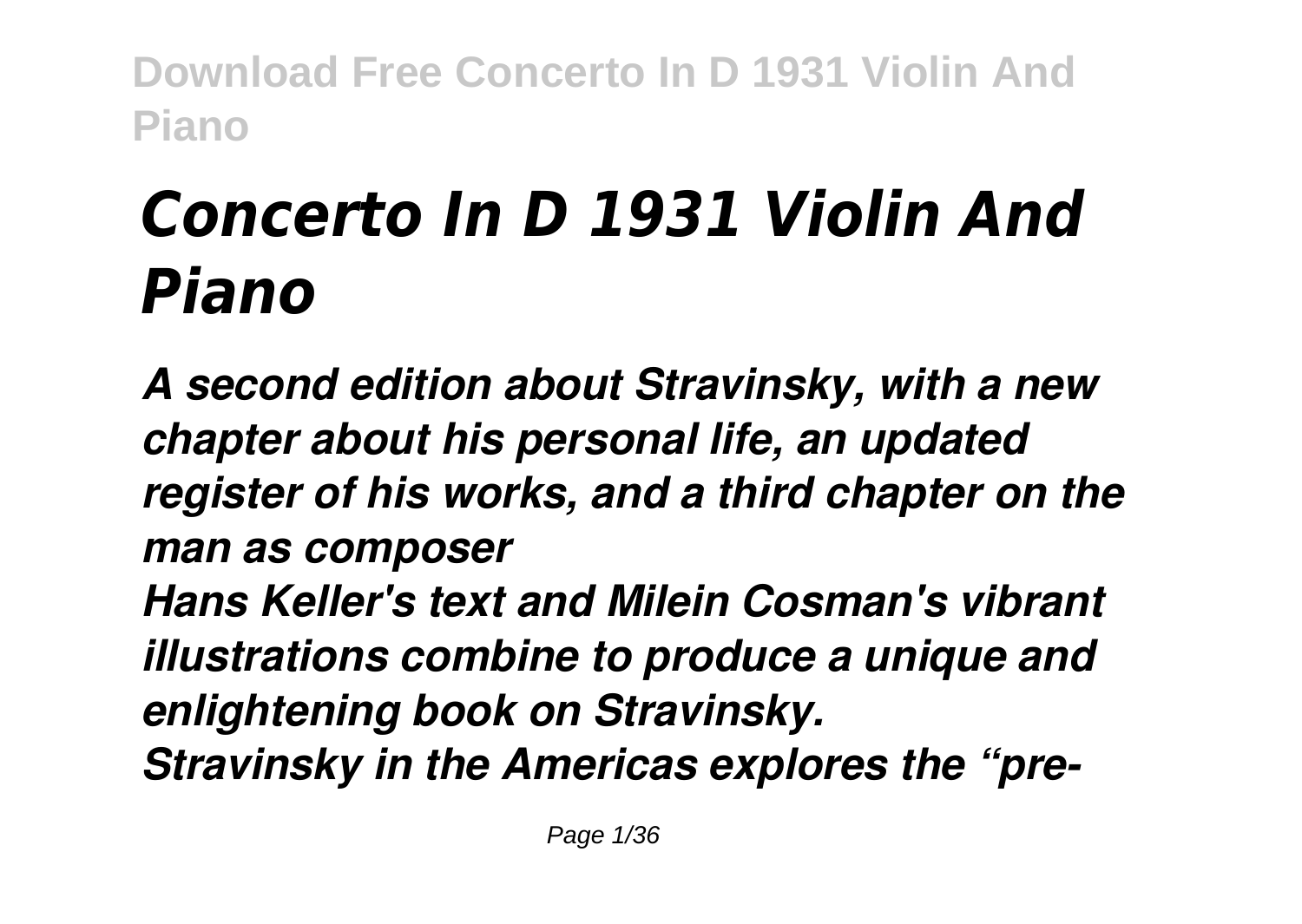# *Concerto In D 1931 Violin And Piano*

***A second edition about Stravinsky, with a new chapter about his personal life, an updated register of his works, and a third chapter on the man as composer***

***Hans Keller's text and Milein Cosman's vibrant illustrations combine to produce a unique and enlightening book on Stravinsky.***

***Stravinsky in the Americas explores the "pre-***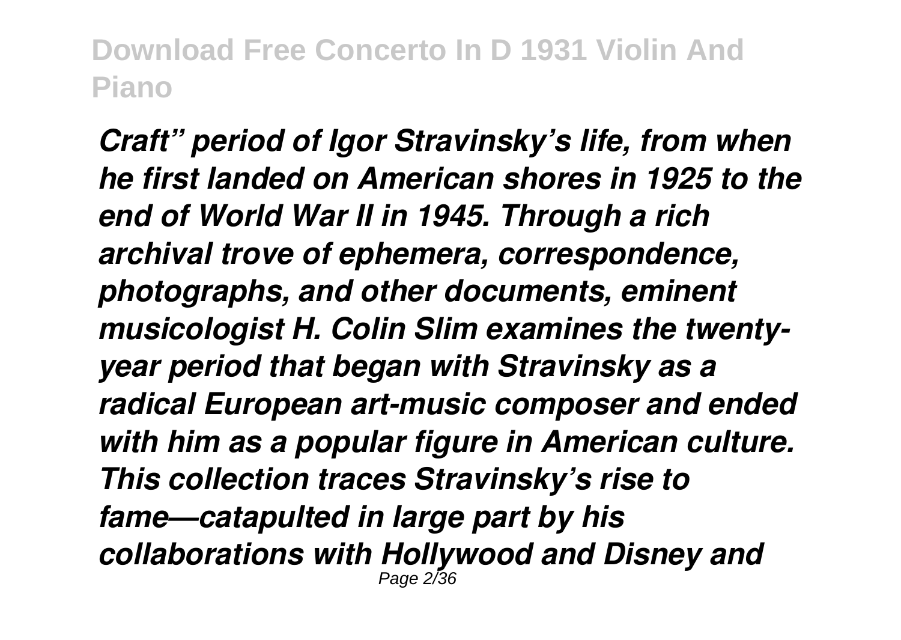*Craft" period of Igor Stravinsky's life, from when he first landed on American shores in 1925 to the end of World War II in 1945. Through a rich archival trove of ephemera, correspondence, photographs, and other documents, eminent musicologist H. Colin Slim examines the twenty-year period that began with Stravinsky as a radical European art-music composer and ended with him as a popular figure in American culture. This collection traces Stravinsky's rise to fame—catapulted in large part by his collaborations with Hollywood and Disney and*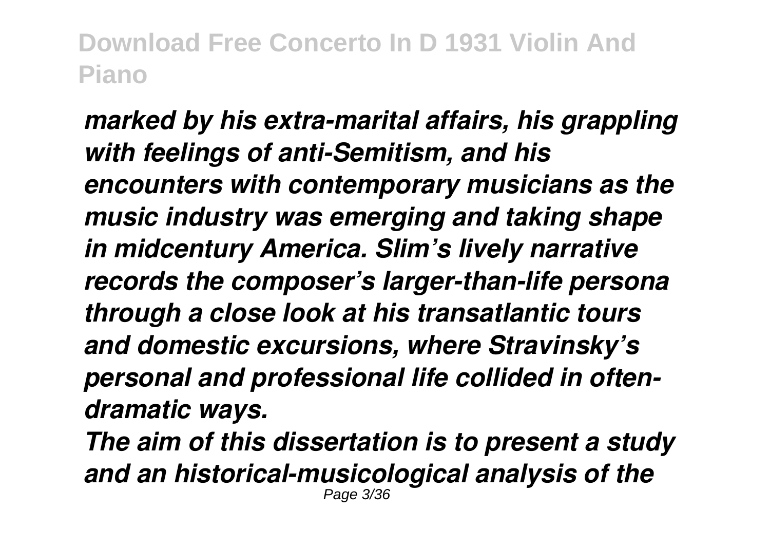*marked by his extra-marital affairs, his grappling with feelings of anti-Semitism, and his encounters with contemporary musicians as the music industry was emerging and taking shape in midcentury America. Slim's lively narrative records the composer's larger-than-life persona through a close look at his transatlantic tours and domestic excursions, where Stravinsky's personal and professional life collided in often-dramatic ways.*

*The aim of this dissertation is to present a study and an historical-musicological analysis of the*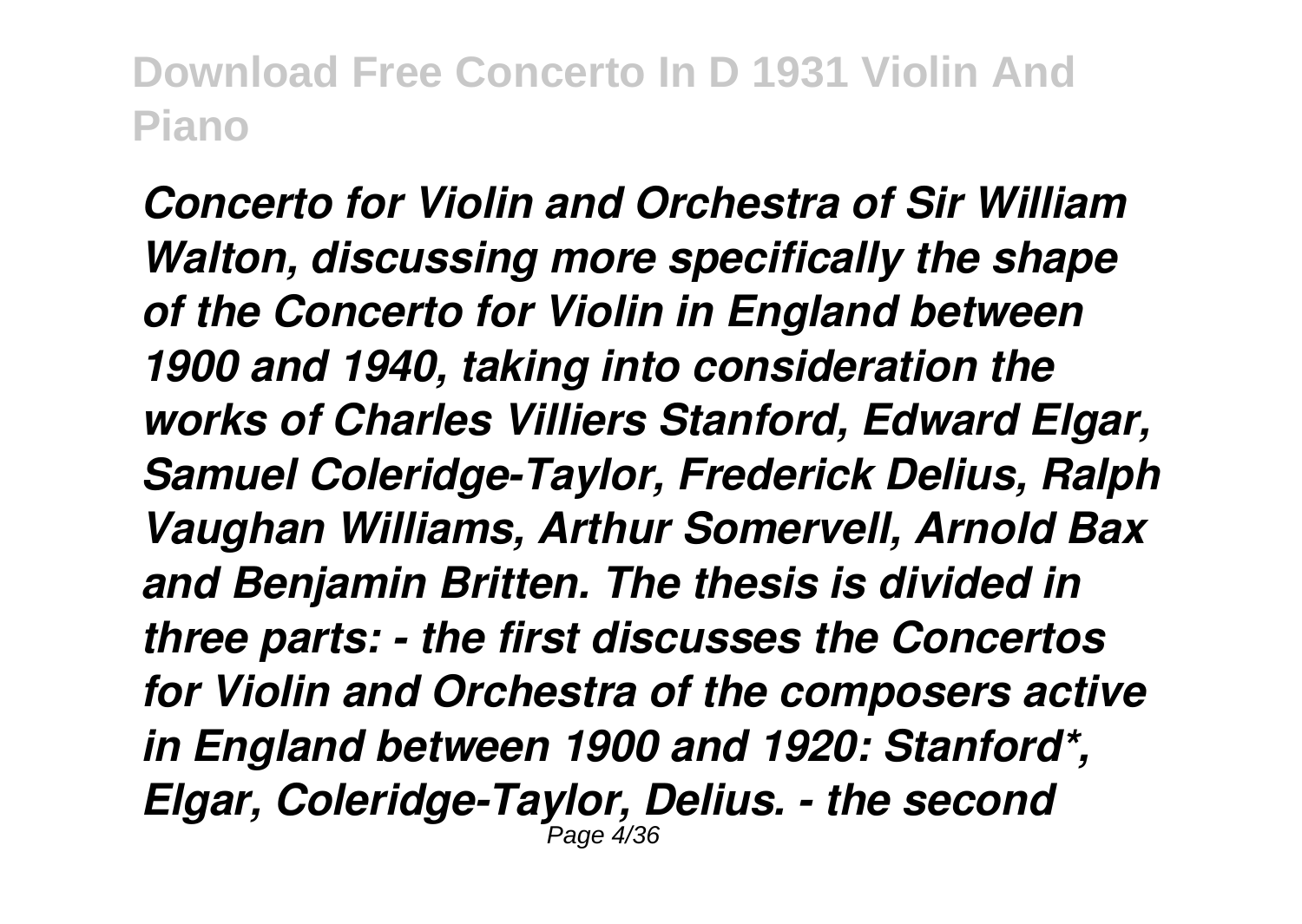*Concerto for Violin and Orchestra of Sir William Walton, discussing more specifically the shape of the Concerto for Violin in England between 1900 and 1940, taking into consideration the works of Charles Villiers Stanford, Edward Elgar, Samuel Coleridge-Taylor, Frederick Delius, Ralph Vaughan Williams, Arthur Somervell, Arnold Bax and Benjamin Britten. The thesis is divided in three parts: - the first discusses the Concertos for Violin and Orchestra of the composers active in England between 1900 and 1920: Stanford*, Elgar, Coleridge-Taylor, Delius. - the second*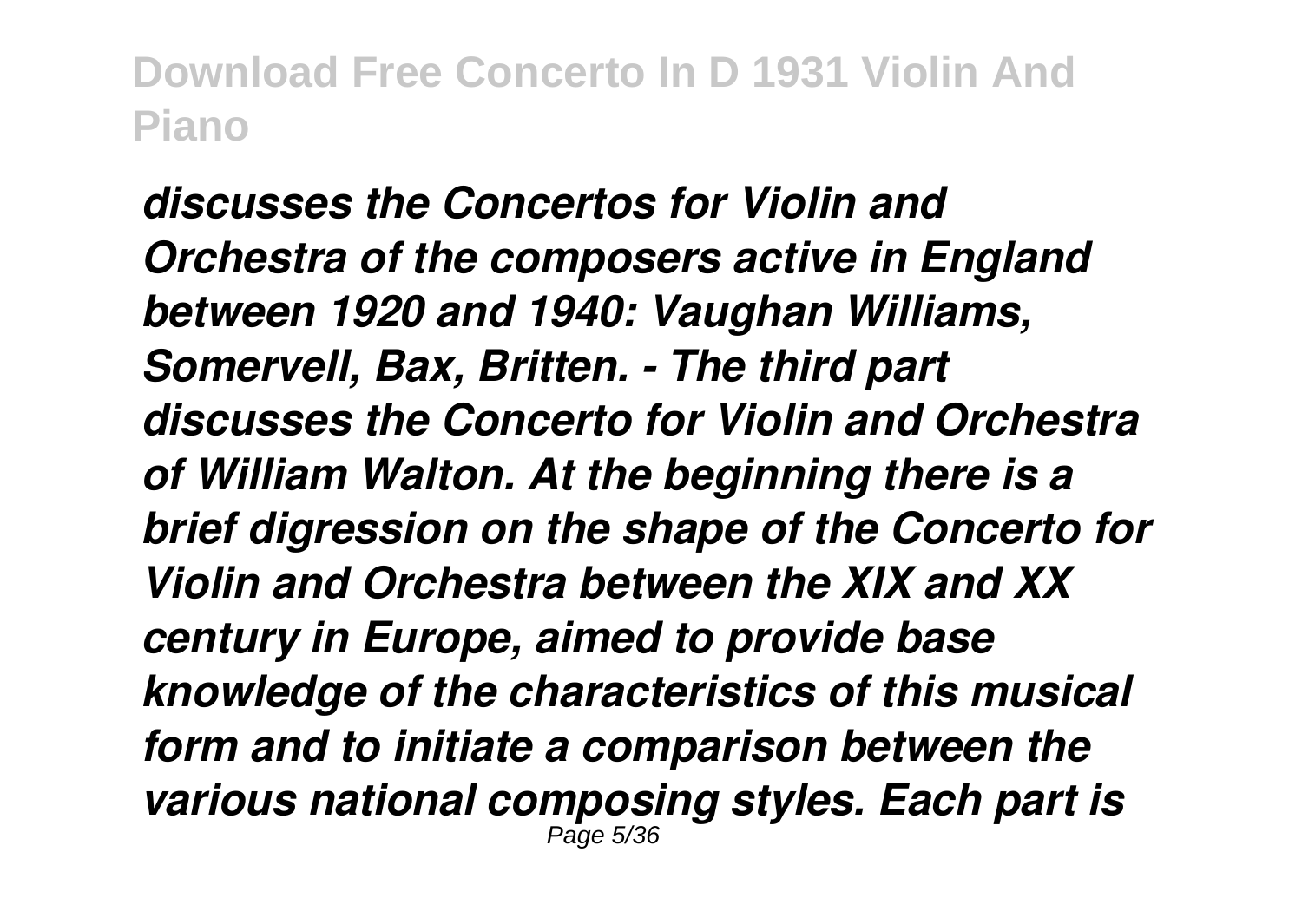*discusses the Concertos for Violin and Orchestra of the composers active in England between 1920 and 1940: Vaughan Williams, Somervell, Bax, Britten. - The third part discusses the Concerto for Violin and Orchestra of William Walton. At the beginning there is a brief digression on the shape of the Concerto for Violin and Orchestra between the XIX and XX century in Europe, aimed to provide base knowledge of the characteristics of this musical form and to initiate a comparison between the various national composing styles. Each part is*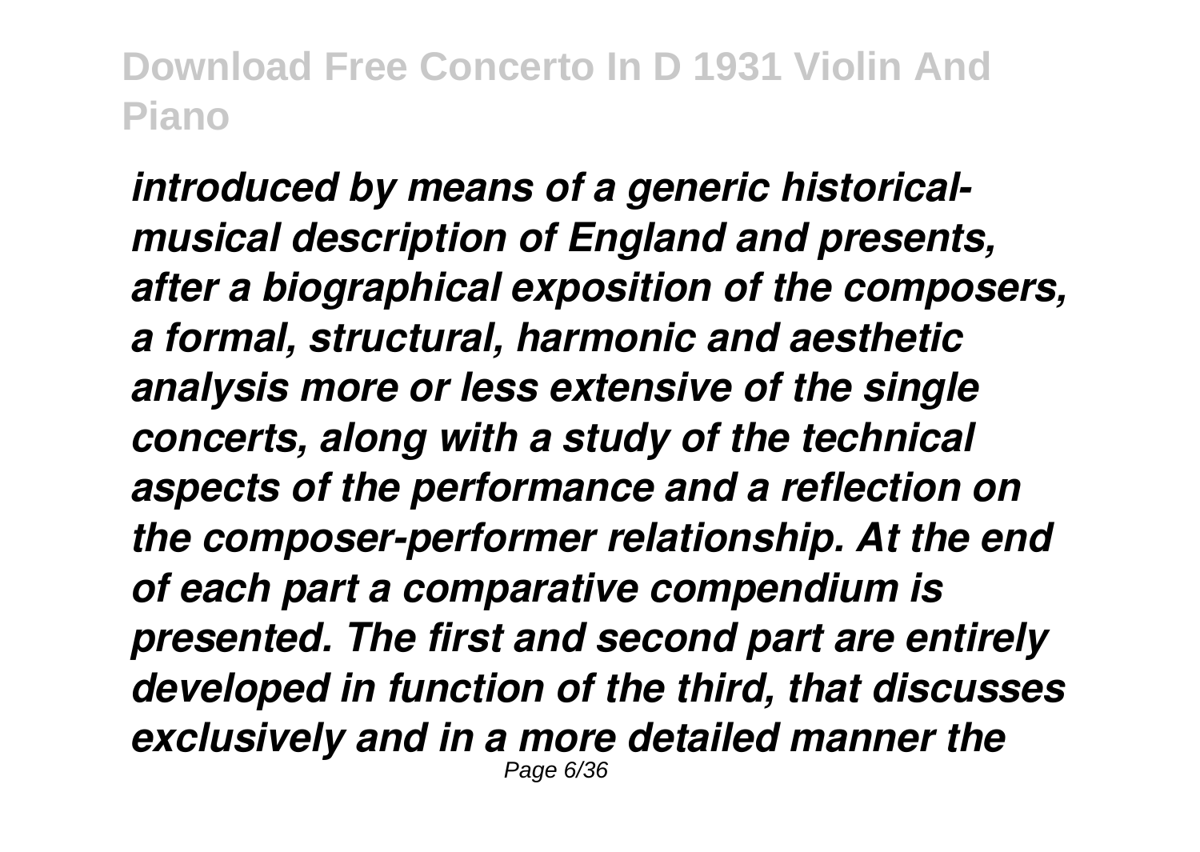*introduced by means of a generic historical-musical description of England and presents, after a biographical exposition of the composers, a formal, structural, harmonic and aesthetic analysis more or less extensive of the single concerts, along with a study of the technical aspects of the performance and a reflection on the composer-performer relationship. At the end of each part a comparative compendium is presented. The first and second part are entirely developed in function of the third, that discusses exclusively and in a more detailed manner the*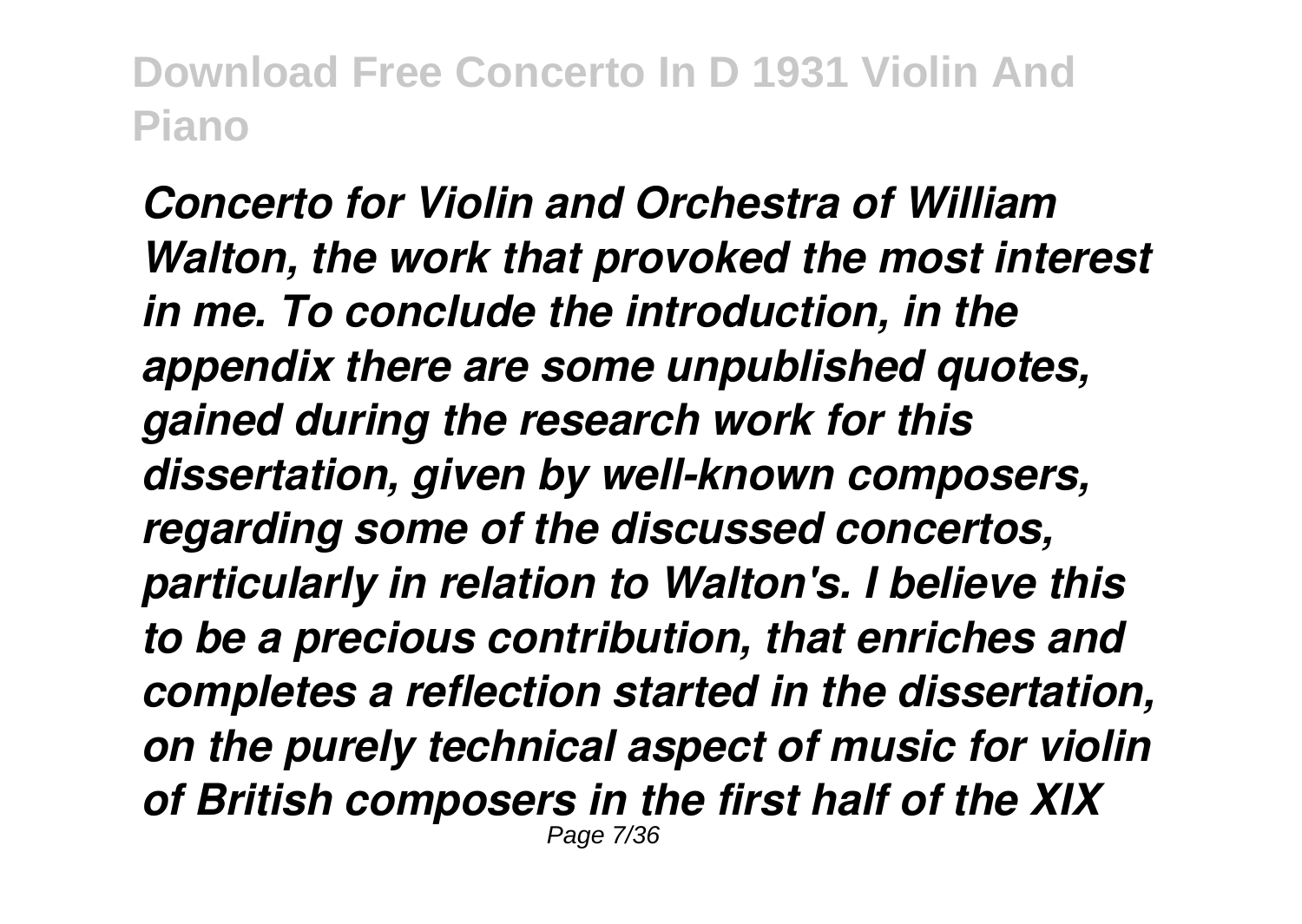*Concerto for Violin and Orchestra of William Walton, the work that provoked the most interest in me. To conclude the introduction, in the appendix there are some unpublished quotes, gained during the research work for this dissertation, given by well-known composers, regarding some of the discussed concertos, particularly in relation to Walton's. I believe this to be a precious contribution, that enriches and completes a reflection started in the dissertation, on the purely technical aspect of music for violin of British composers in the first half of the XIX*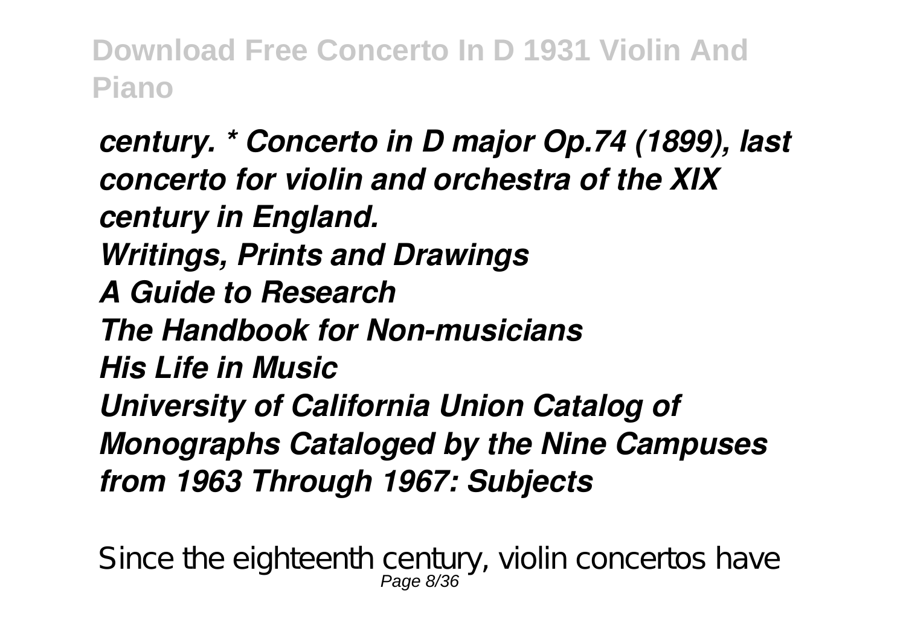*century. * Concerto in D major Op.74 (1899), last concerto for violin and orchestra of the XIX century in England.*

***Writings, Prints and Drawings***

***A Guide to Research***

***The Handbook for Non-musicians***

***His Life in Music***

***University of California Union Catalog of Monographs Cataloged by the Nine Campuses from 1963 Through 1967: Subjects***

Since the eighteenth century, violin concertos have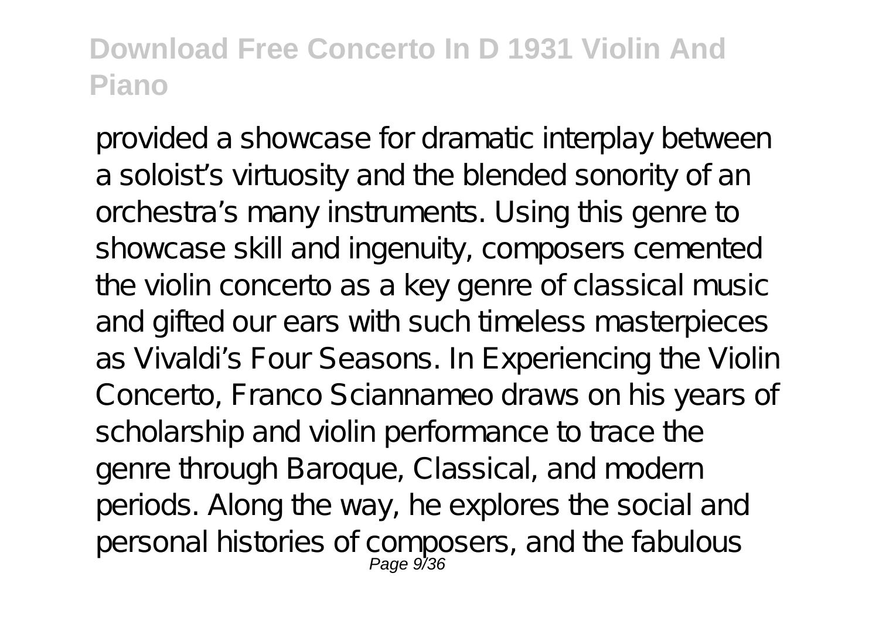provided a showcase for dramatic interplay between a soloist's virtuosity and the blended sonority of an orchestra's many instruments. Using this genre to showcase skill and ingenuity, composers cemented the violin concerto as a key genre of classical music and gifted our ears with such timeless masterpieces as Vivaldi's Four Seasons. In Experiencing the Violin Concerto, Franco Sciannameo draws on his years of scholarship and violin performance to trace the genre through Baroque, Classical, and modern periods. Along the way, he explores the social and personal histories of composers, and the fabulous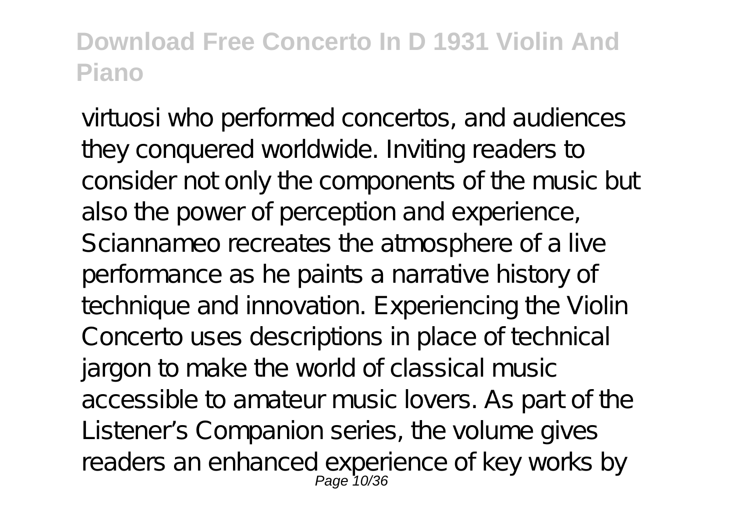virtuosi who performed concertos, and audiences they conquered worldwide. Inviting readers to consider not only the components of the music but also the power of perception and experience, Sciannameo recreates the atmosphere of a live performance as he paints a narrative history of technique and innovation. Experiencing the Violin Concerto uses descriptions in place of technical jargon to make the world of classical music accessible to amateur music lovers. As part of the Listener's Companion series, the volume gives readers an enhanced experience of key works by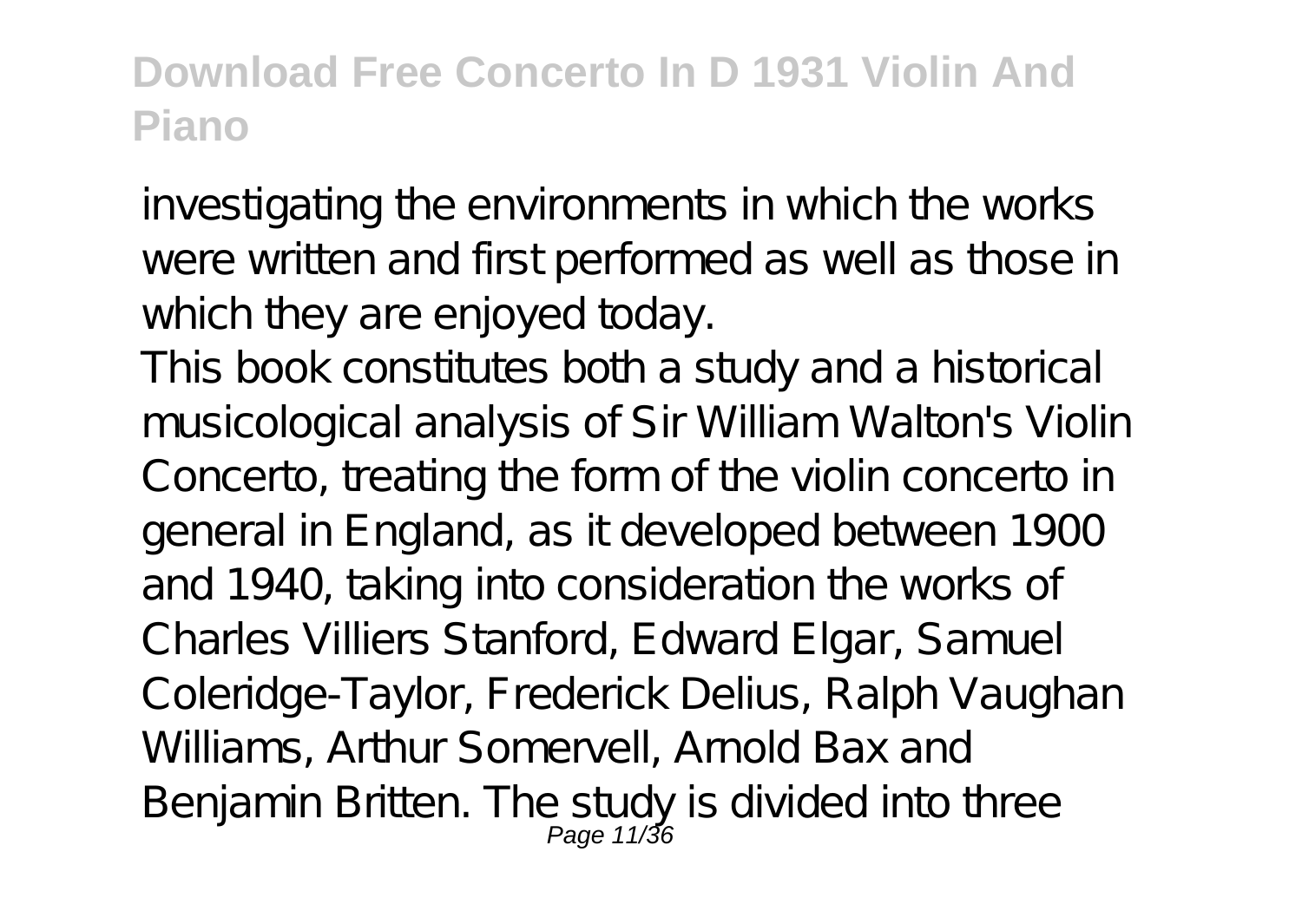investigating the environments in which the works were written and first performed as well as those in which they are enjoyed today.

This book constitutes both a study and a historical musicological analysis of Sir William Walton's Violin Concerto, treating the form of the violin concerto in general in England, as it developed between 1900 and 1940, taking into consideration the works of Charles Villiers Stanford, Edward Elgar, Samuel Coleridge-Taylor, Frederick Delius, Ralph Vaughan Williams, Arthur Somervell, Arnold Bax and Benjamin Britten. The study is divided into three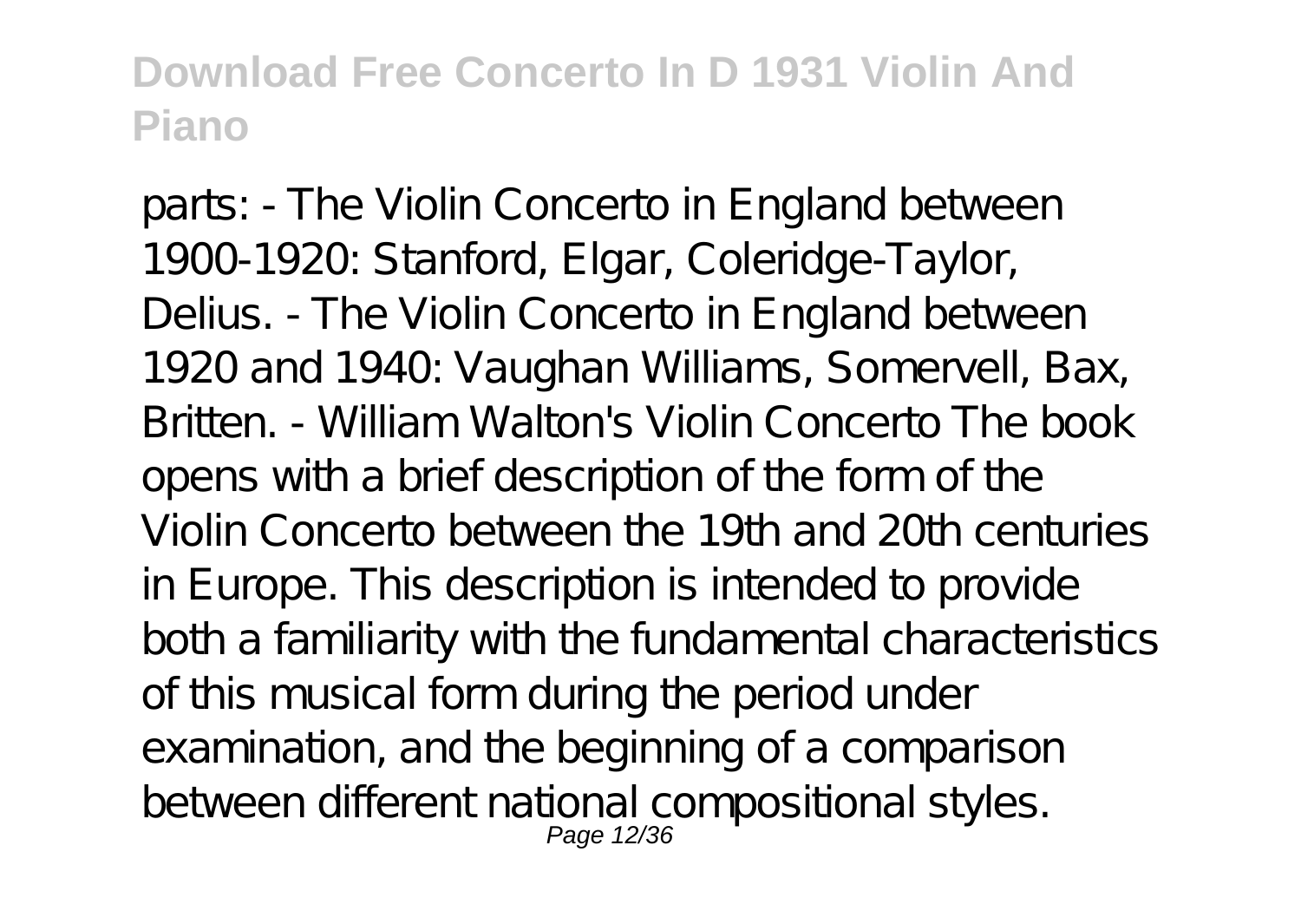parts: - The Violin Concerto in England between 1900-1920: Stanford, Elgar, Coleridge-Taylor, Delius. - The Violin Concerto in England between 1920 and 1940: Vaughan Williams, Somervell, Bax, Britten. - William Walton's Violin Concerto The book opens with a brief description of the form of the Violin Concerto between the 19th and 20th centuries in Europe. This description is intended to provide both a familiarity with the fundamental characteristics of this musical form during the period under examination, and the beginning of a comparison between different national compositional styles.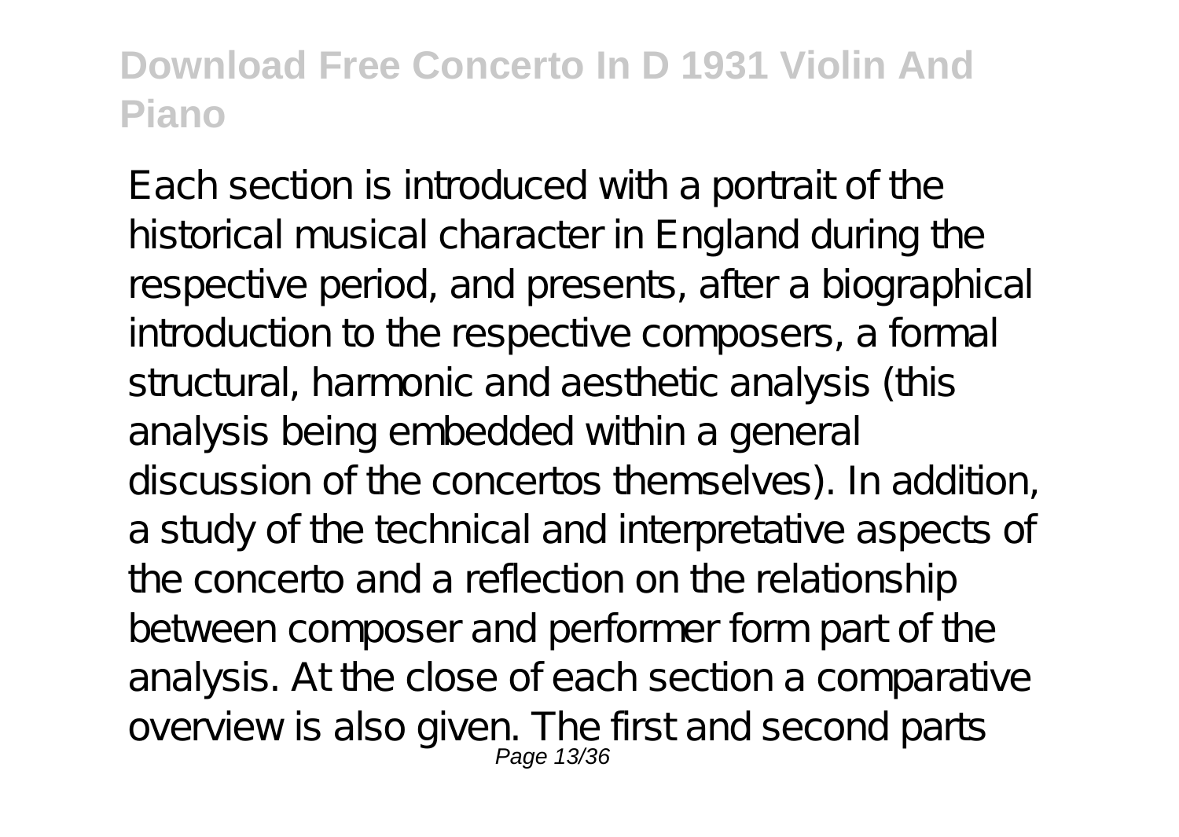Each section is introduced with a portrait of the historical musical character in England during the respective period, and presents, after a biographical introduction to the respective composers, a formal structural, harmonic and aesthetic analysis (this analysis being embedded within a general discussion of the concertos themselves). In addition, a study of the technical and interpretative aspects of the concerto and a reflection on the relationship between composer and performer form part of the analysis. At the close of each section a comparative overview is also given. The first and second parts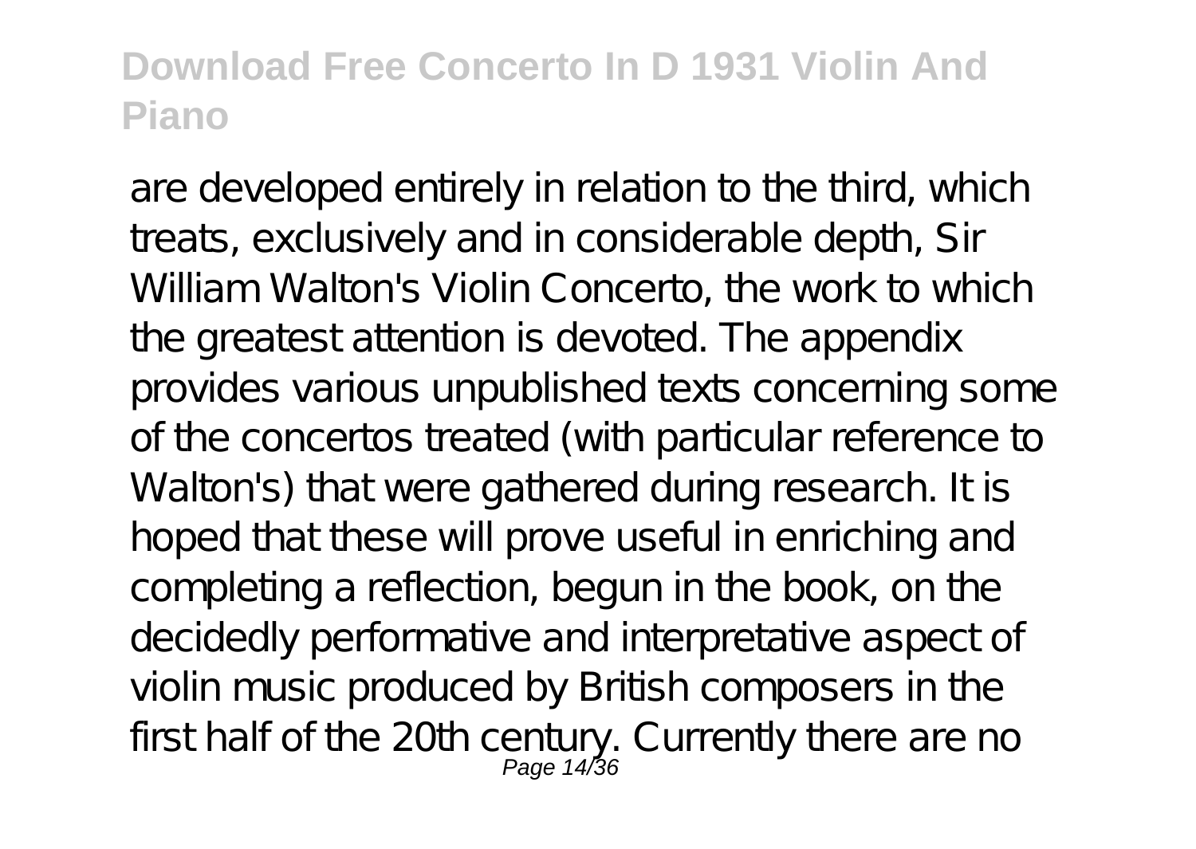are developed entirely in relation to the third, which treats, exclusively and in considerable depth, Sir William Walton's Violin Concerto, the work to which the greatest attention is devoted. The appendix provides various unpublished texts concerning some of the concertos treated (with particular reference to Walton's) that were gathered during research. It is hoped that these will prove useful in enriching and completing a reflection, begun in the book, on the decidedly performative and interpretative aspect of violin music produced by British composers in the first half of the 20th century. Currently there are no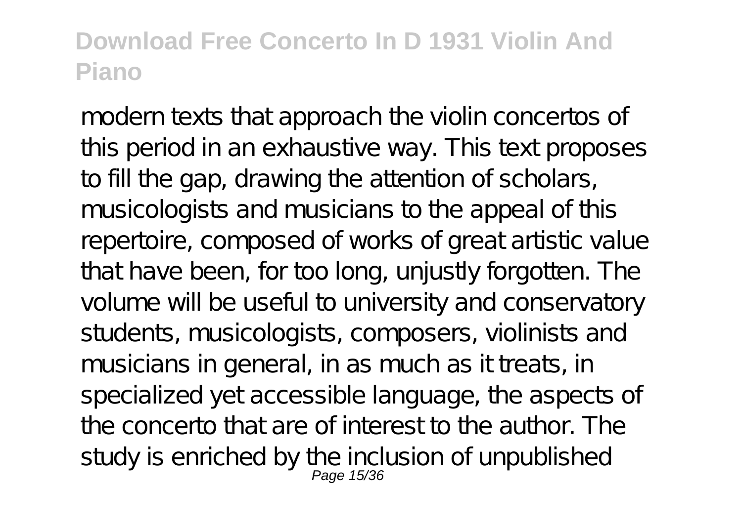modern texts that approach the violin concertos of this period in an exhaustive way. This text proposes to fill the gap, drawing the attention of scholars, musicologists and musicians to the appeal of this repertoire, composed of works of great artistic value that have been, for too long, unjustly forgotten. The volume will be useful to university and conservatory students, musicologists, composers, violinists and musicians in general, in as much as it treats, in specialized yet accessible language, the aspects of the concerto that are of interest to the author. The study is enriched by the inclusion of unpublished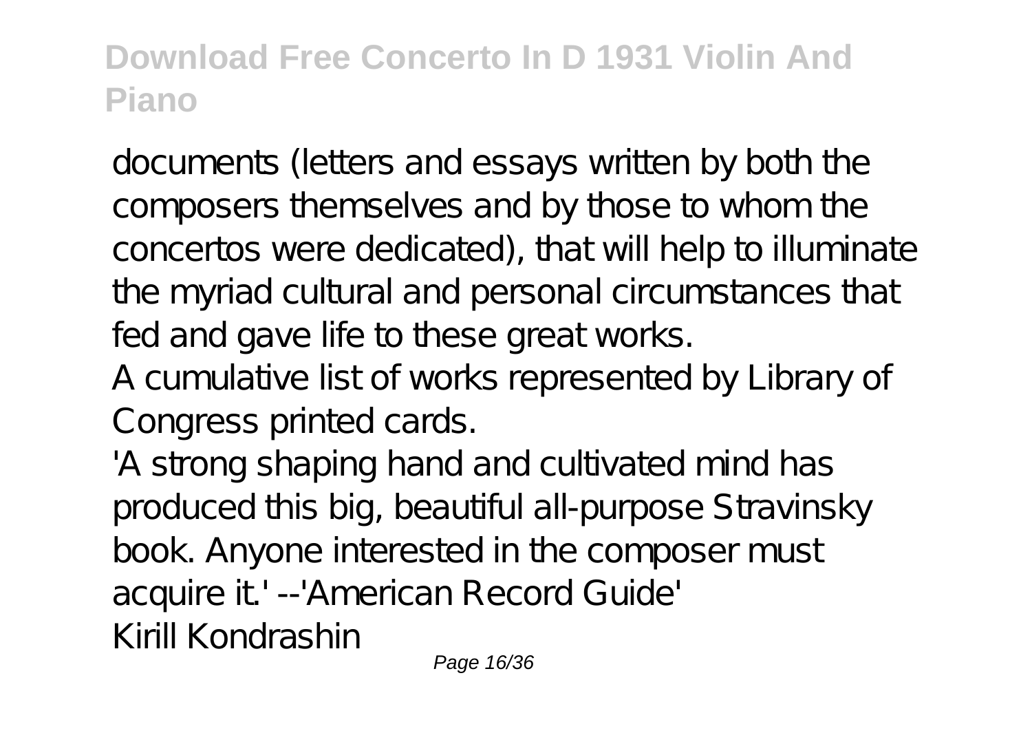documents (letters and essays written by both the composers themselves and by those to whom the concertos were dedicated), that will help to illuminate the myriad cultural and personal circumstances that fed and gave life to these great works.

A cumulative list of works represented by Library of Congress printed cards.

'A strong shaping hand and cultivated mind has produced this big, beautiful all-purpose Stravinsky book. Anyone interested in the composer must acquire it.' --'American Record Guide'

Kirill Kondrashin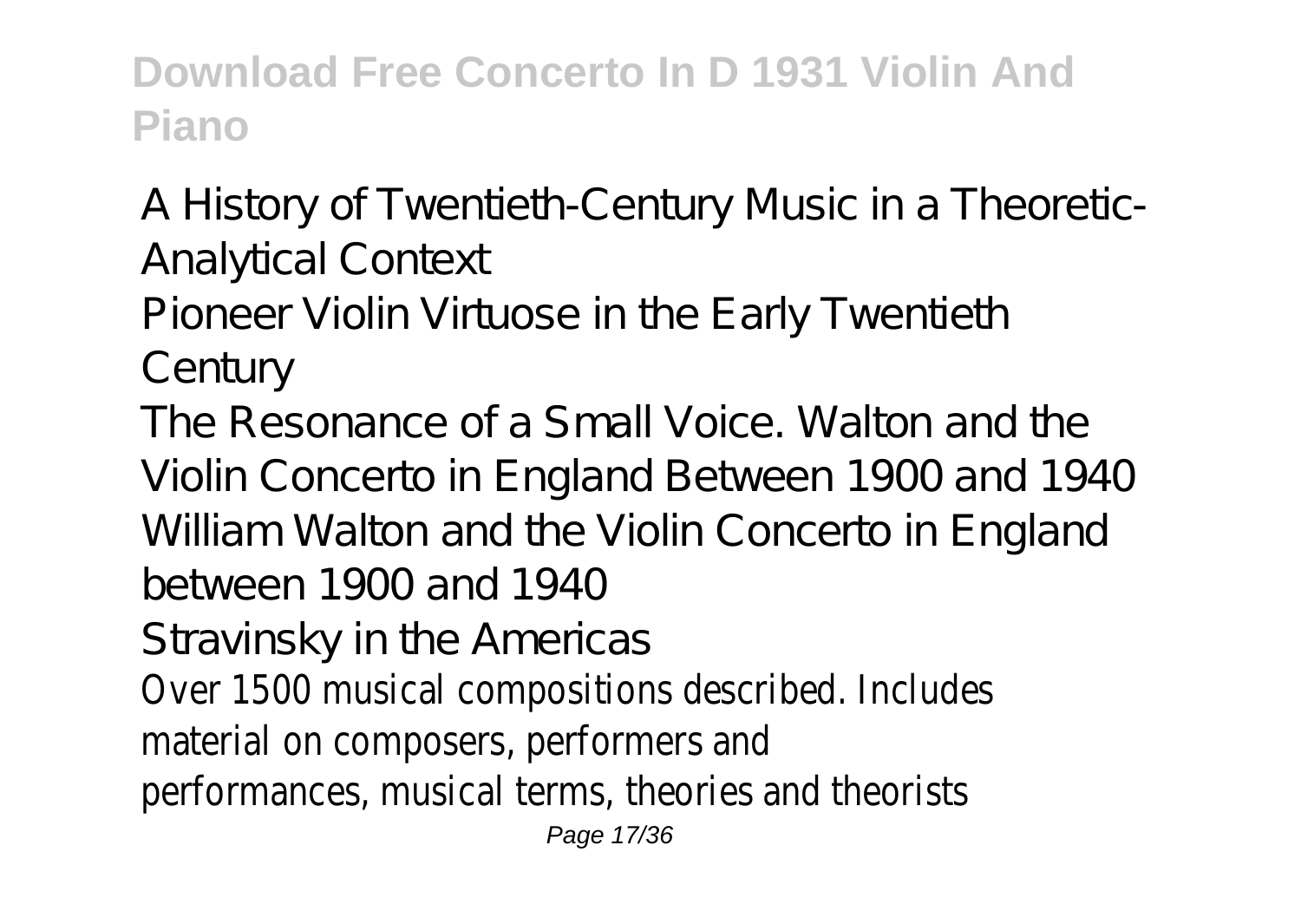A History of Twentieth-Century Music in a Theoretic-Analytical Context

Pioneer Violin Virtuose in the Early Twentieth Century

The Resonance of a Small Voice. Walton and the Violin Concerto in England Between 1900 and 1940

William Walton and the Violin Concerto in England between 1900 and 1940

Stravinsky in the Americas

Over 1500 musical compositions described. Includes material on composers, performers and performances, musical terms, theories and theorists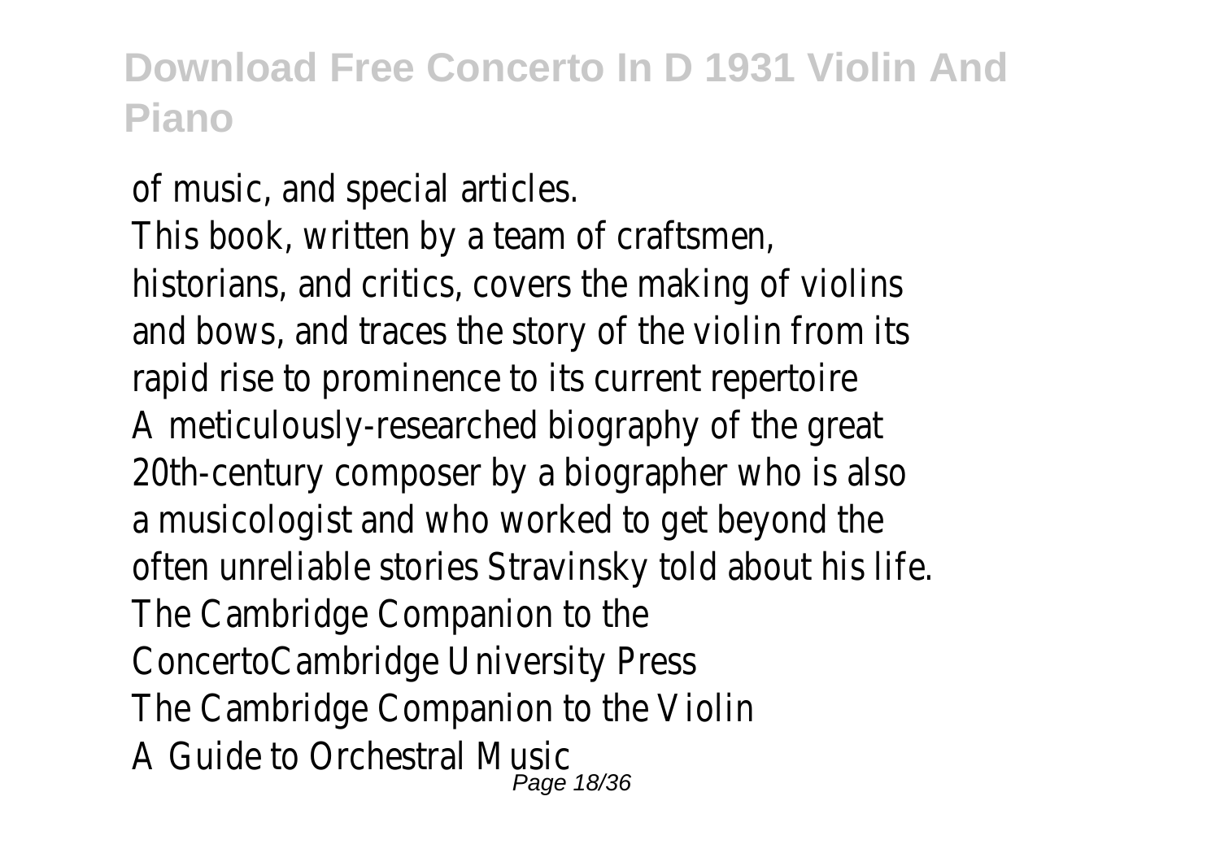of music, and special articles.

This book, written by a team of craftsmen, historians, and critics, covers the making of violins and bows, and traces the story of the violin from its rapid rise to prominence to its current repertoire

A meticulously-researched biography of the great 20th-century composer by a biographer who is also a musicologist and who worked to get beyond the often unreliable stories Stravinsky told about his life.

The Cambridge Companion to the ConcertoCambridge University Press

The Cambridge Companion to the Violin

A Guide to Orchestral Music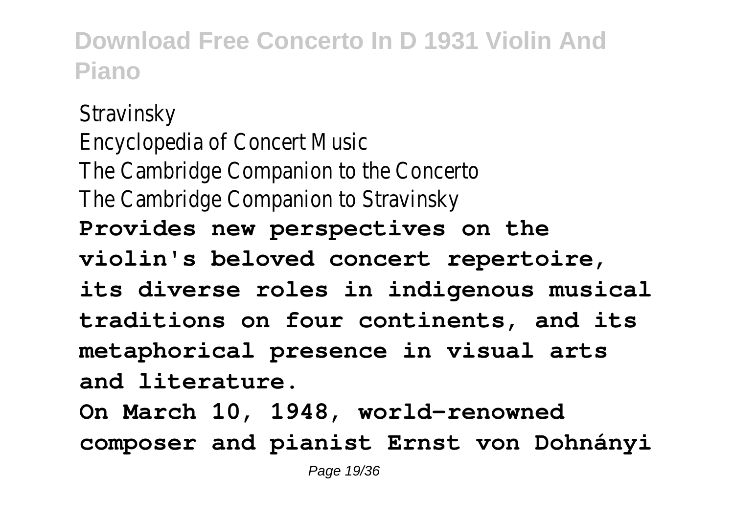Stravinsky
Encyclopedia of Concert Music
The Cambridge Companion to the Concerto
The Cambridge Companion to Stravinsky

**Provides new perspectives on the violin's beloved concert repertoire, its diverse roles in indigenous musical traditions on four continents, and its metaphorical presence in visual arts and literature.**

**On March 10, 1948, world-renowned composer and pianist Ernst von Dohnányi**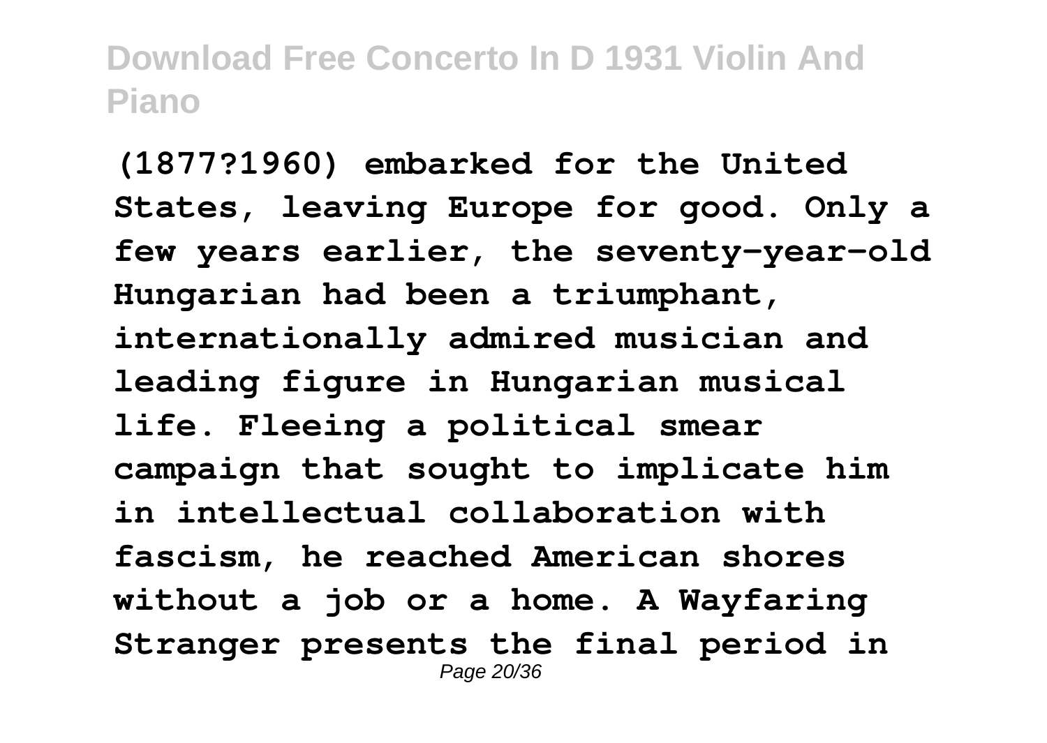**(1877?1960) embarked for the United States, leaving Europe for good. Only a few years earlier, the seventy-year-old Hungarian had been a triumphant, internationally admired musician and leading figure in Hungarian musical life. Fleeing a political smear campaign that sought to implicate him in intellectual collaboration with fascism, he reached American shores without a job or a home. A Wayfaring Stranger presents the final period in**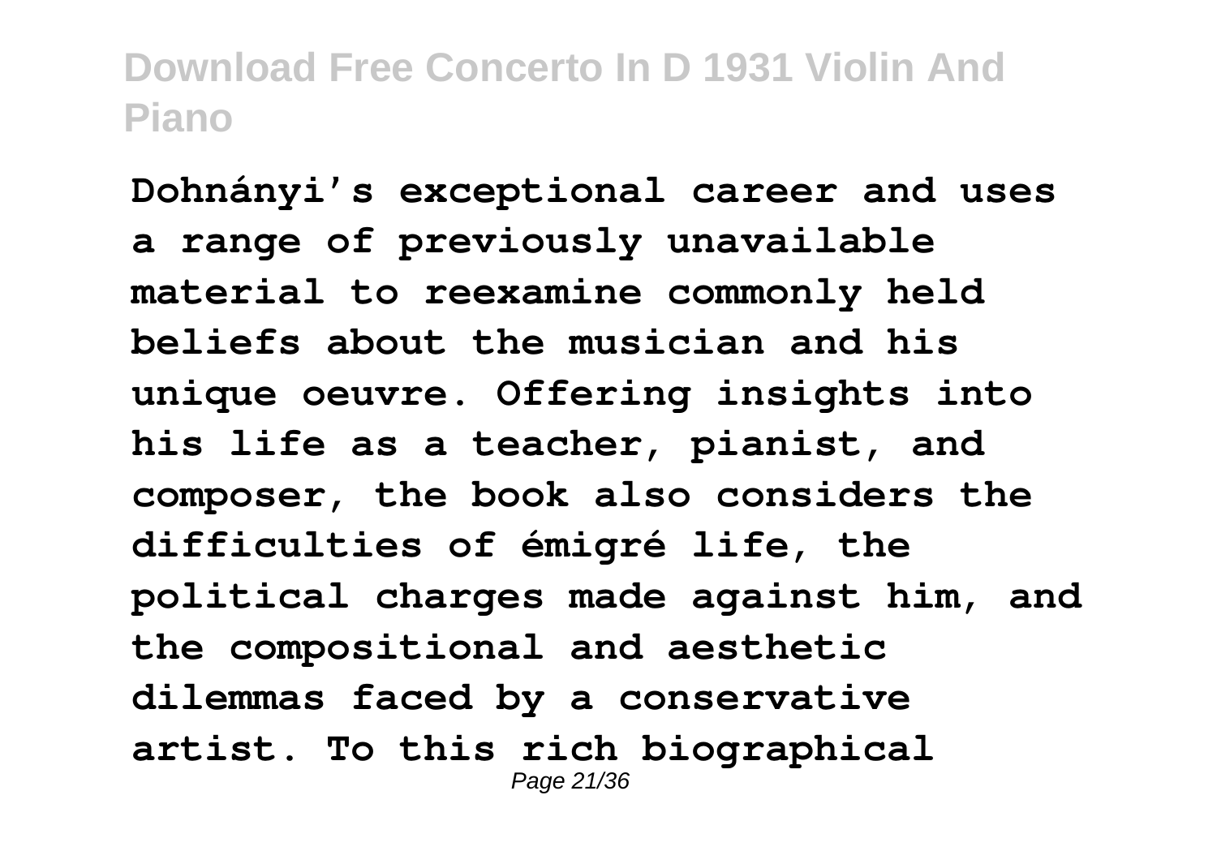**Dohnányi's exceptional career and uses a range of previously unavailable material to reexamine commonly held beliefs about the musician and his unique oeuvre. Offering insights into his life as a teacher, pianist, and composer, the book also considers the difficulties of émigré life, the political charges made against him, and the compositional and aesthetic dilemmas faced by a conservative artist. To this rich biographical**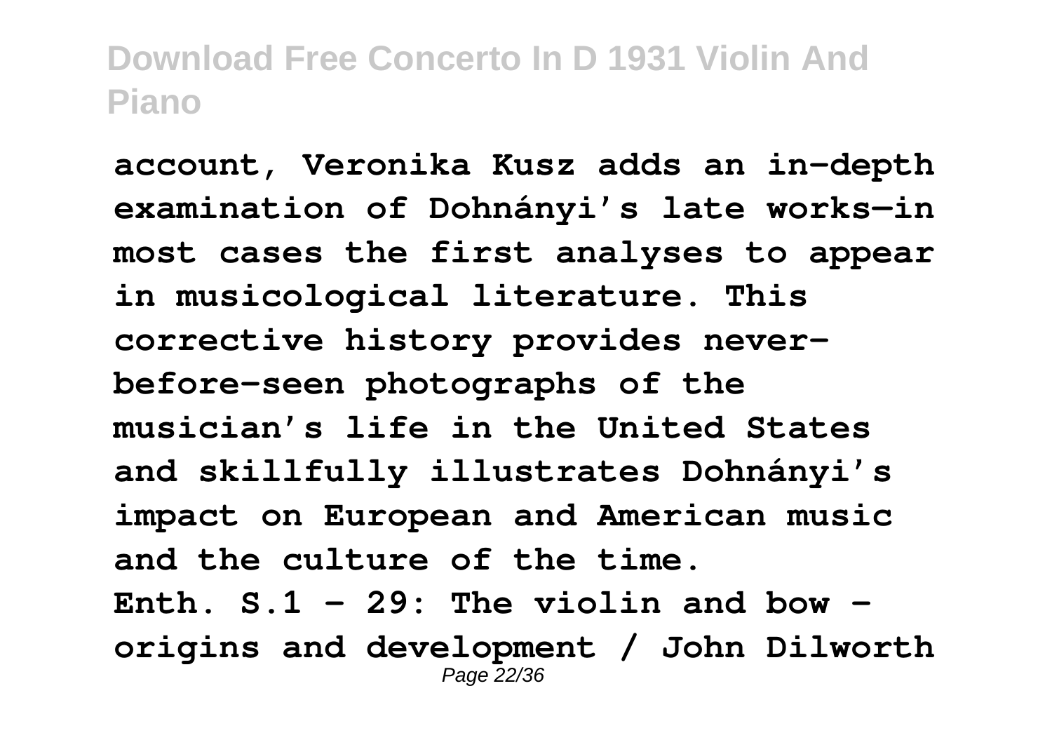**account, Veronika Kusz adds an in-depth examination of Dohnányi's late works—in most cases the first analyses to appear in musicological literature. This corrective history provides never-before-seen photographs of the musician's life in the United States and skillfully illustrates Dohnányi's impact on European and American music and the culture of the time.**

**Enth. S.1 - 29: The violin and bow - origins and development / John Dilworth**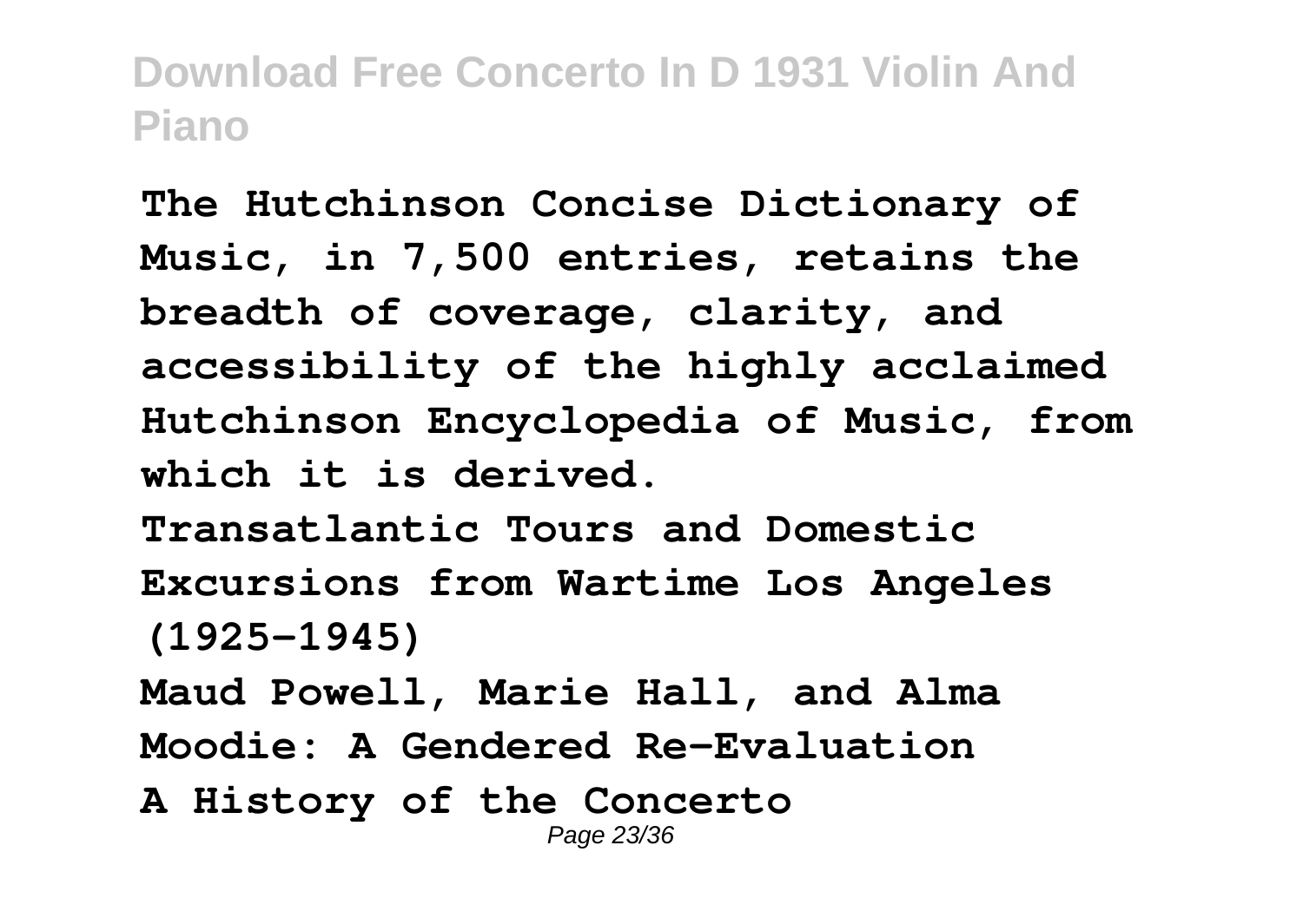**The Hutchinson Concise Dictionary of Music, in 7,500 entries, retains the breadth of coverage, clarity, and accessibility of the highly acclaimed Hutchinson Encyclopedia of Music, from which it is derived.**

**Transatlantic Tours and Domestic Excursions from Wartime Los Angeles (1925-1945)**

**Maud Powell, Marie Hall, and Alma Moodie: A Gendered Re-Evaluation**

**A History of the Concerto**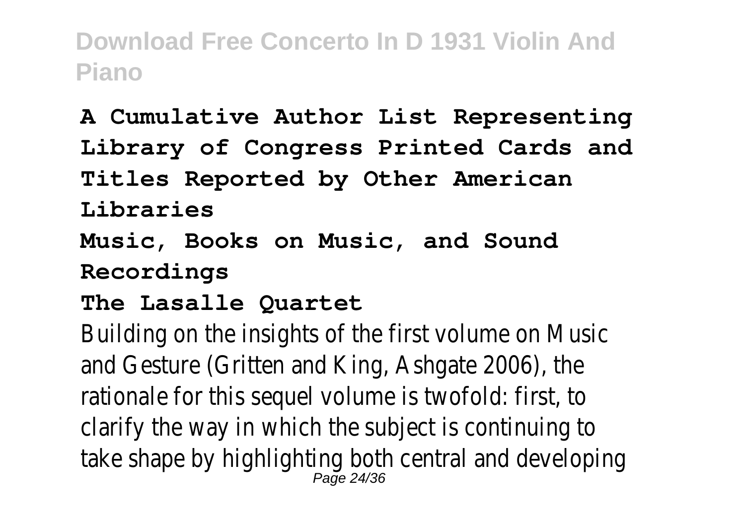**A Cumulative Author List Representing Library of Congress Printed Cards and Titles Reported by Other American Libraries**

**Music, Books on Music, and Sound Recordings**

**The Lasalle Quartet**

Building on the insights of the first volume on Music and Gesture (Gritten and King, Ashgate 2006), the rationale for this sequel volume is twofold: first, to clarify the way in which the subject is continuing to take shape by highlighting both central and developing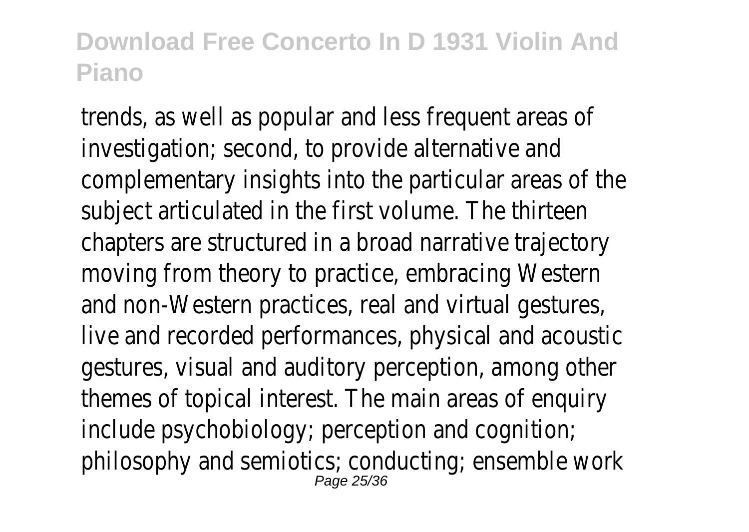trends, as well as popular and less frequent areas of investigation; second, to provide alternative and complementary insights into the particular areas of the subject articulated in the first volume. The thirteen chapters are structured in a broad narrative trajectory moving from theory to practice, embracing Western and non-Western practices, real and virtual gestures, live and recorded performances, physical and acoustic gestures, visual and auditory perception, among other themes of topical interest. The main areas of enquiry include psychobiology; perception and cognition; philosophy and semiotics; conducting; ensemble work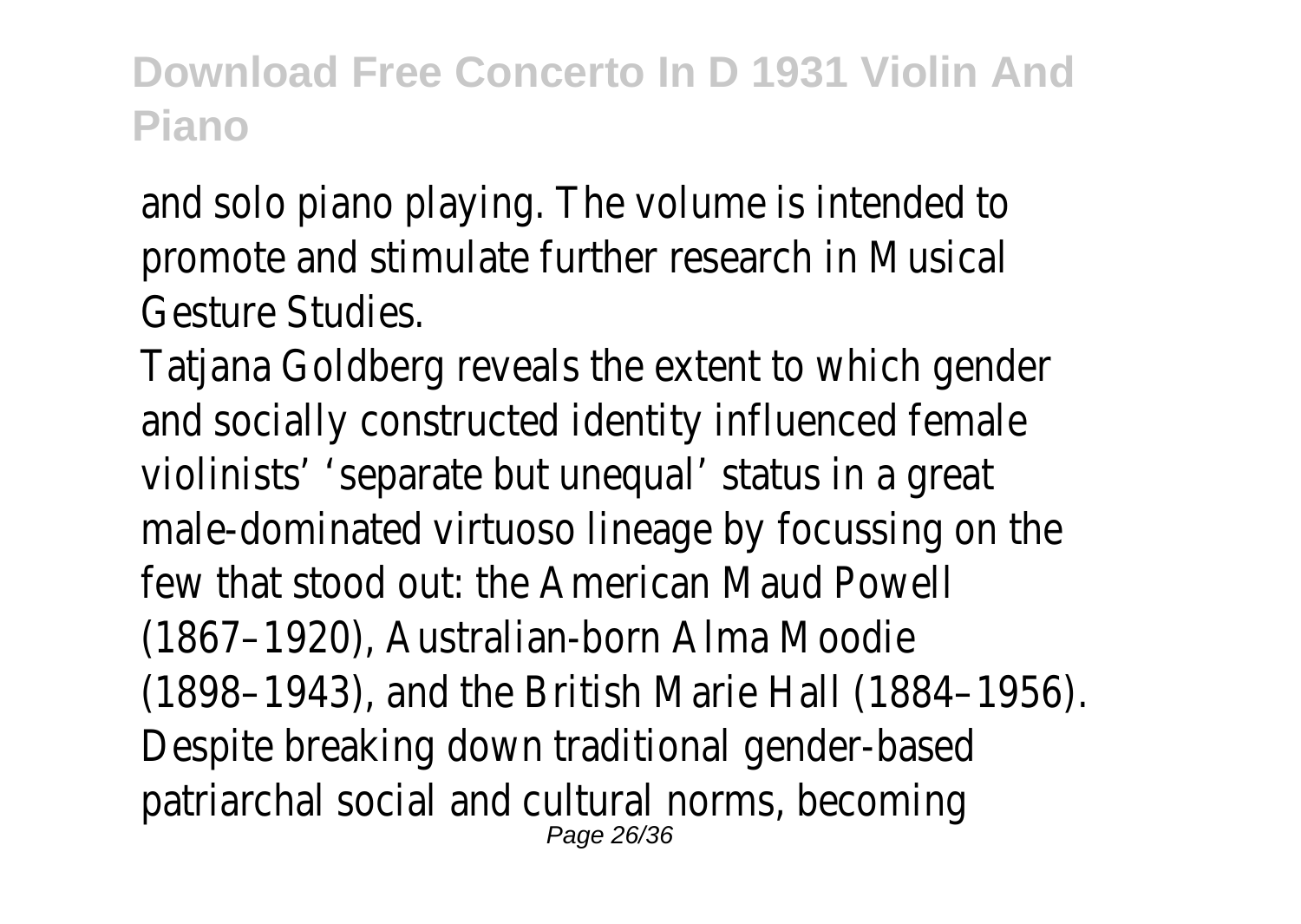and solo piano playing. The volume is intended to promote and stimulate further research in Musical Gesture Studies.

Tatjana Goldberg reveals the extent to which gender and socially constructed identity influenced female violinists' 'separate but unequal' status in a great male-dominated virtuoso lineage by focussing on the few that stood out: the American Maud Powell (1867–1920), Australian-born Alma Moodie (1898–1943), and the British Marie Hall (1884–1956). Despite breaking down traditional gender-based patriarchal social and cultural norms, becoming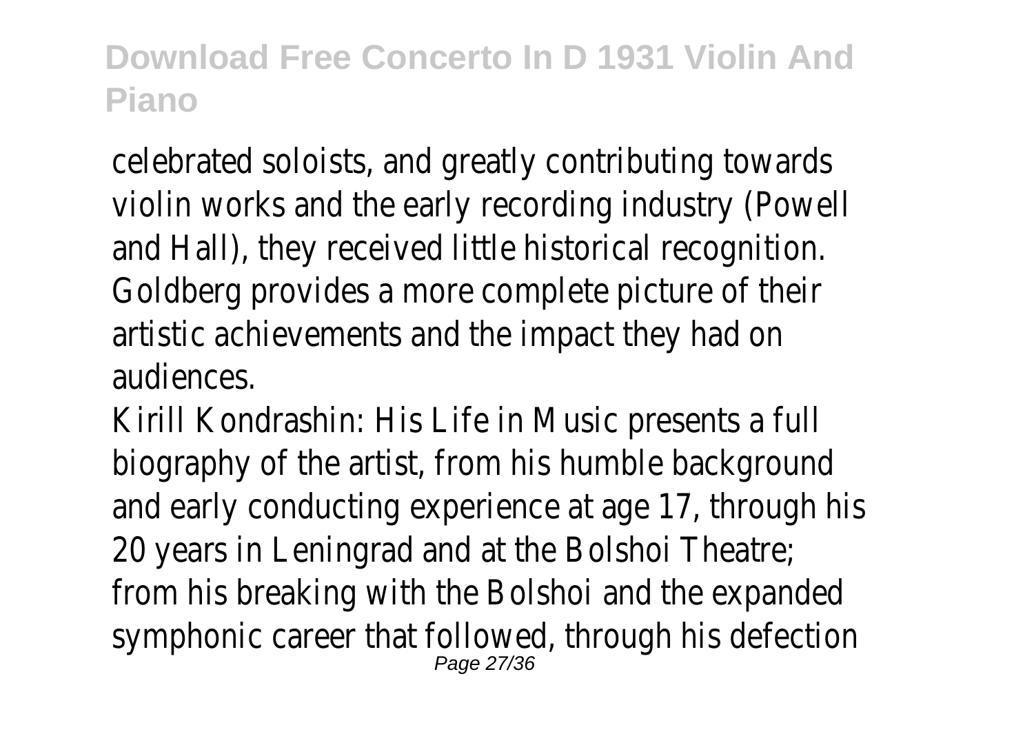celebrated soloists, and greatly contributing towards violin works and the early recording industry (Powell and Hall), they received little historical recognition. Goldberg provides a more complete picture of their artistic achievements and the impact they had on audiences.

Kirill Kondrashin: His Life in Music presents a full biography of the artist, from his humble background and early conducting experience at age 17, through his 20 years in Leningrad and at the Bolshoi Theatre; from his breaking with the Bolshoi and the expanded symphonic career that followed, through his defection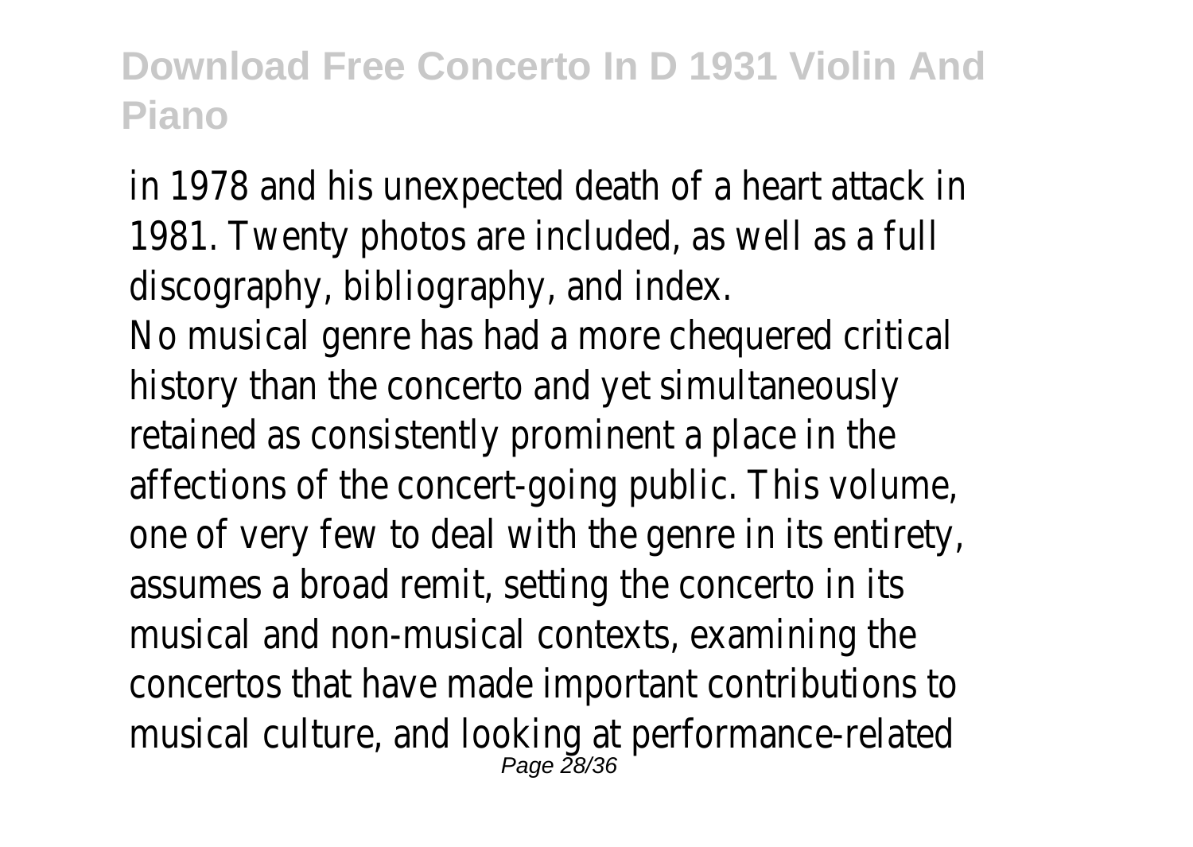in 1978 and his unexpected death of a heart attack in 1981. Twenty photos are included, as well as a full discography, bibliography, and index.

No musical genre has had a more chequered critical history than the concerto and yet simultaneously retained as consistently prominent a place in the affections of the concert-going public. This volume, one of very few to deal with the genre in its entirety, assumes a broad remit, setting the concerto in its musical and non-musical contexts, examining the concertos that have made important contributions to musical culture, and looking at performance-related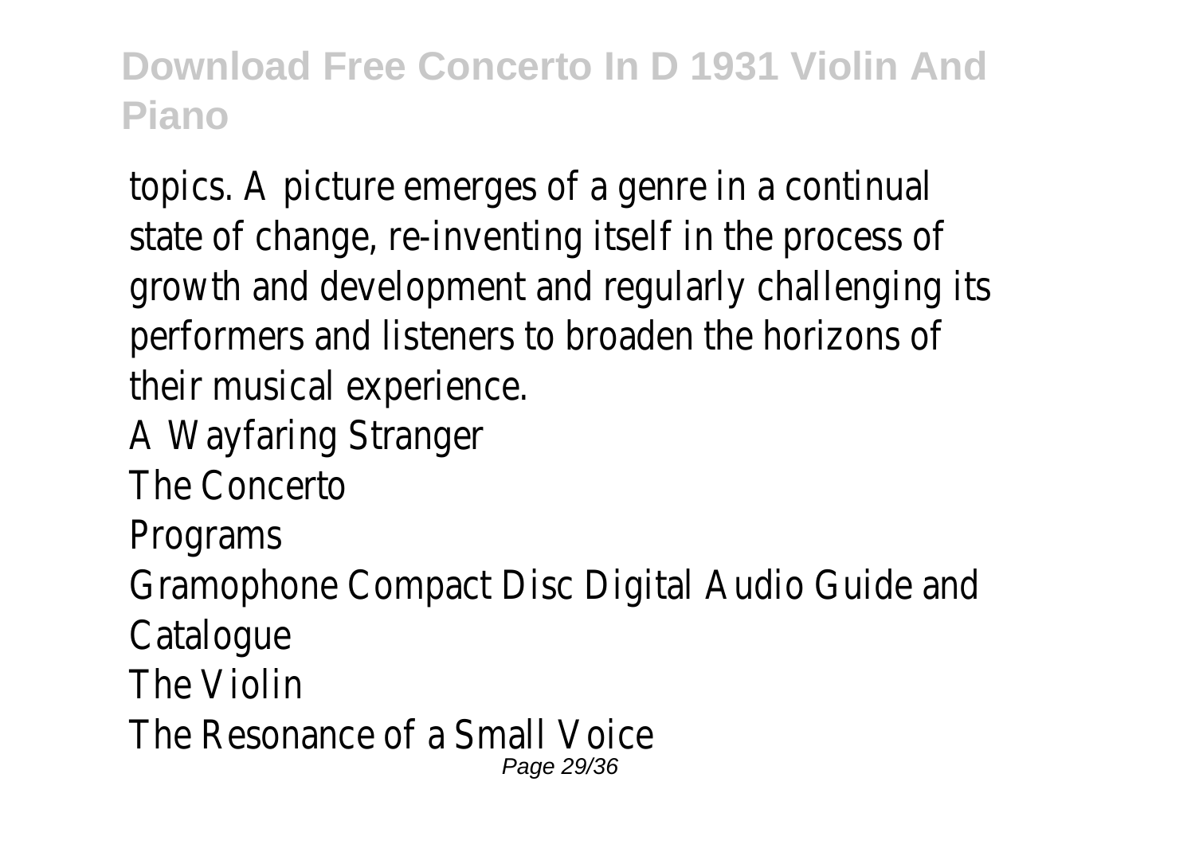topics. A picture emerges of a genre in a continual state of change, re-inventing itself in the process of growth and development and regularly challenging its performers and listeners to broaden the horizons of their musical experience.

A Wayfaring Stranger

The Concerto

Programs

Gramophone Compact Disc Digital Audio Guide and Catalogue

The Violin

The Resonance of a Small Voice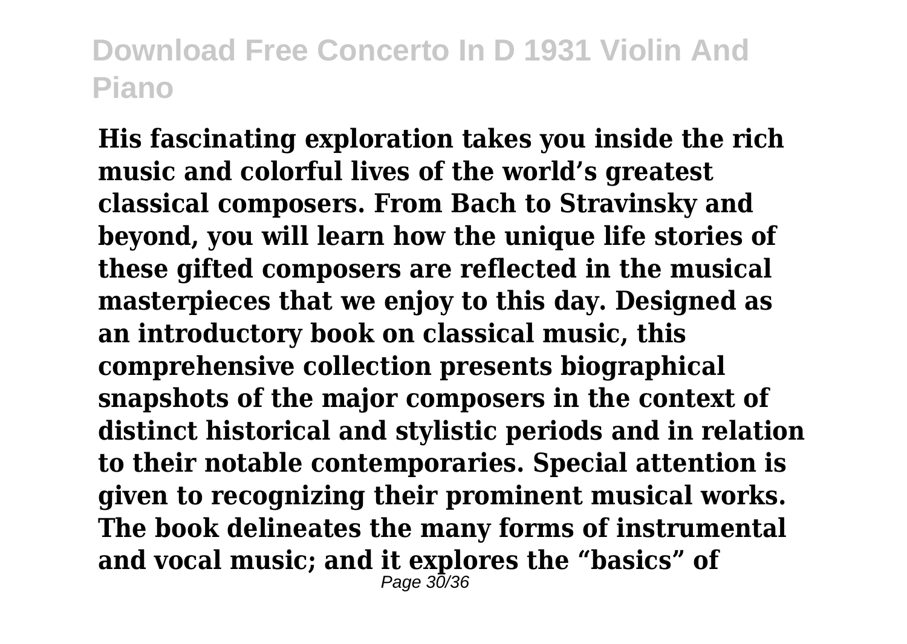**His fascinating exploration takes you inside the rich music and colorful lives of the world's greatest classical composers. From Bach to Stravinsky and beyond, you will learn how the unique life stories of these gifted composers are reflected in the musical masterpieces that we enjoy to this day. Designed as an introductory book on classical music, this comprehensive collection presents biographical snapshots of the major composers in the context of distinct historical and stylistic periods and in relation to their notable contemporaries. Special attention is given to recognizing their prominent musical works. The book delineates the many forms of instrumental and vocal music; and it explores the "basics" of**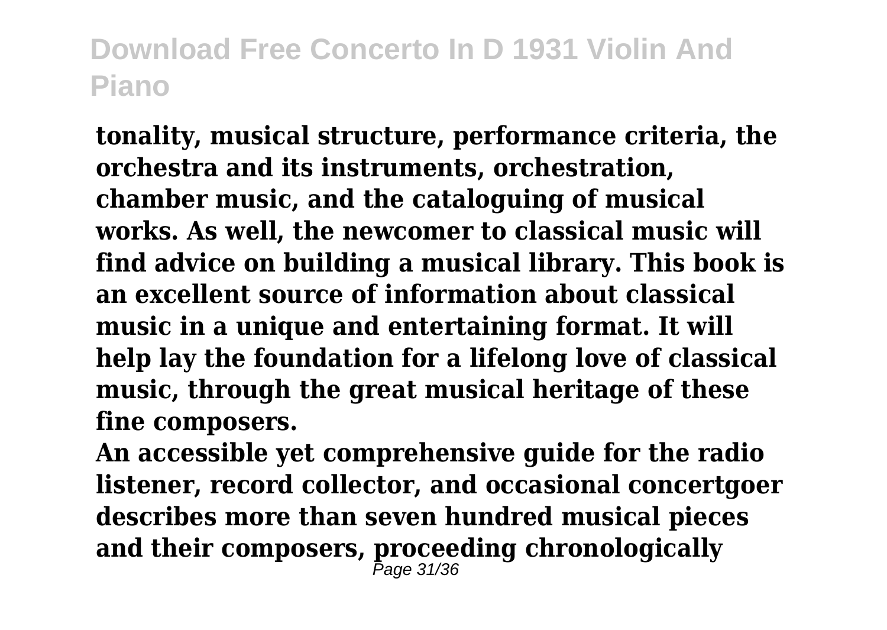**tonality, musical structure, performance criteria, the orchestra and its instruments, orchestration, chamber music, and the cataloguing of musical works. As well, the newcomer to classical music will find advice on building a musical library. This book is an excellent source of information about classical music in a unique and entertaining format. It will help lay the foundation for a lifelong love of classical music, through the great musical heritage of these fine composers.**

**An accessible yet comprehensive guide for the radio listener, record collector, and occasional concertgoer describes more than seven hundred musical pieces and their composers, proceeding chronologically**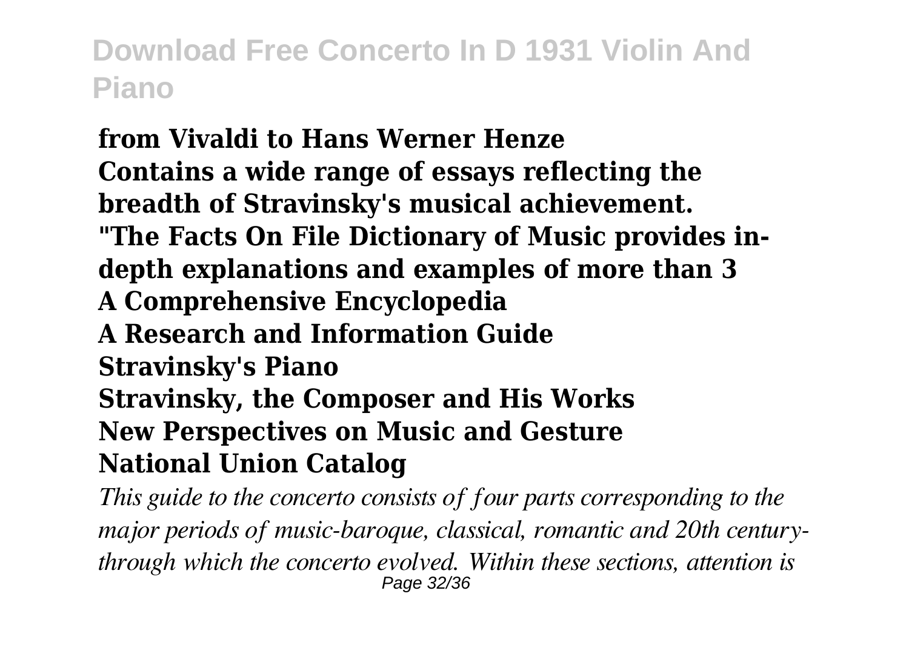**from Vivaldi to Hans Werner Henze**
**Contains a wide range of essays reflecting the breadth of Stravinsky's musical achievement.**
**"The Facts On File Dictionary of Music provides in-depth explanations and examples of more than 3**
**A Comprehensive Encyclopedia**
**A Research and Information Guide**
**Stravinsky's Piano**
**Stravinsky, the Composer and His Works**
**New Perspectives on Music and Gesture**
**National Union Catalog**

*This guide to the concerto consists of four parts corresponding to the major periods of music-baroque, classical, romantic and 20th century-through which the concerto evolved. Within these sections, attention is*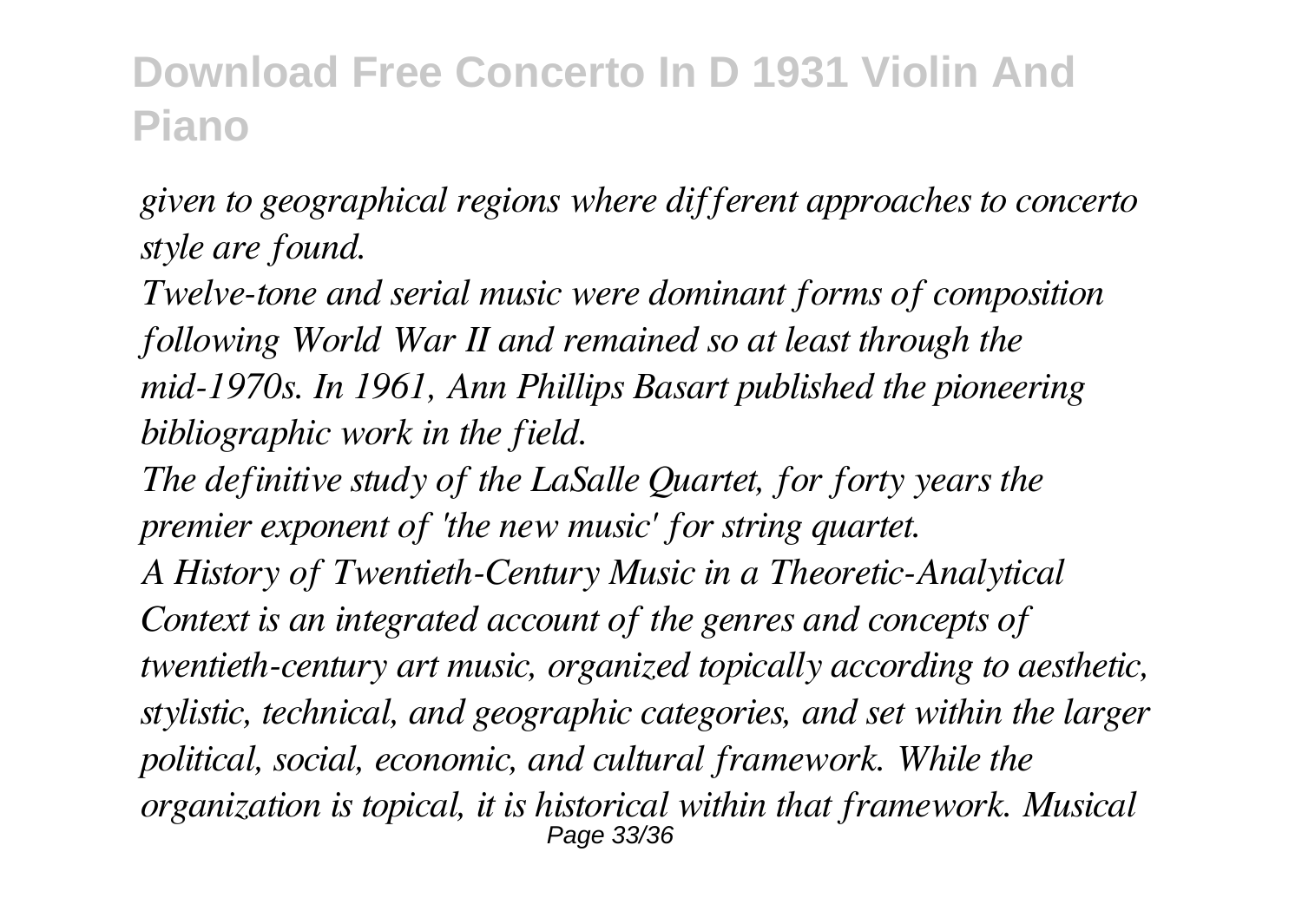*given to geographical regions where different approaches to concerto style are found.*

*Twelve-tone and serial music were dominant forms of composition following World War II and remained so at least through the mid-1970s. In 1961, Ann Phillips Basart published the pioneering bibliographic work in the field.*

*The definitive study of the LaSalle Quartet, for forty years the premier exponent of 'the new music' for string quartet.*

*A History of Twentieth-Century Music in a Theoretic-Analytical Context is an integrated account of the genres and concepts of twentieth-century art music, organized topically according to aesthetic, stylistic, technical, and geographic categories, and set within the larger political, social, economic, and cultural framework. While the organization is topical, it is historical within that framework. Musical*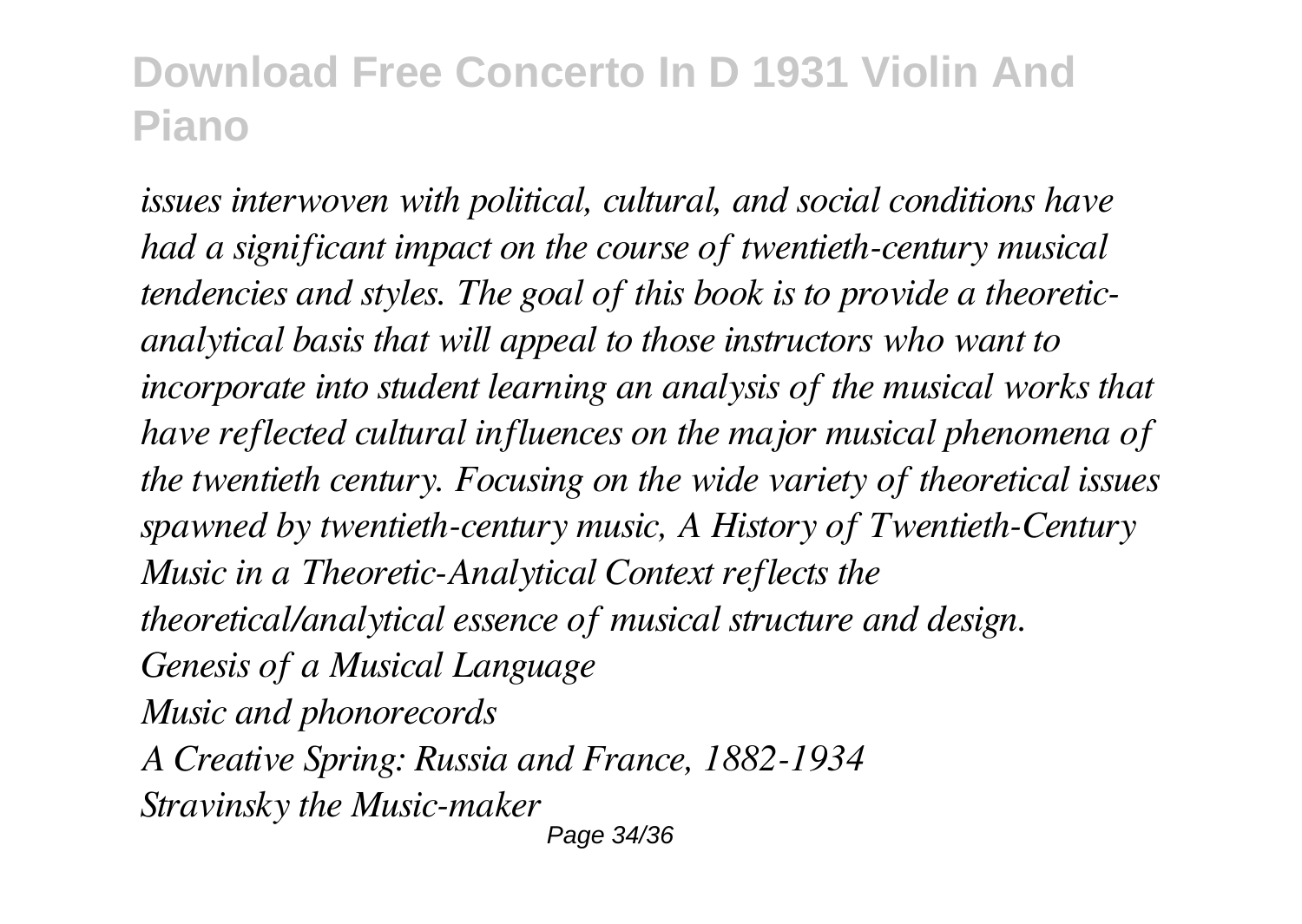*issues interwoven with political, cultural, and social conditions have had a significant impact on the course of twentieth-century musical tendencies and styles. The goal of this book is to provide a theoretic-analytical basis that will appeal to those instructors who want to incorporate into student learning an analysis of the musical works that have reflected cultural influences on the major musical phenomena of the twentieth century. Focusing on the wide variety of theoretical issues spawned by twentieth-century music, A History of Twentieth-Century Music in a Theoretic-Analytical Context reflects the theoretical/analytical essence of musical structure and design.*

*Genesis of a Musical Language*

*Music and phonorecords*

*A Creative Spring: Russia and France, 1882-1934*

*Stravinsky the Music-maker*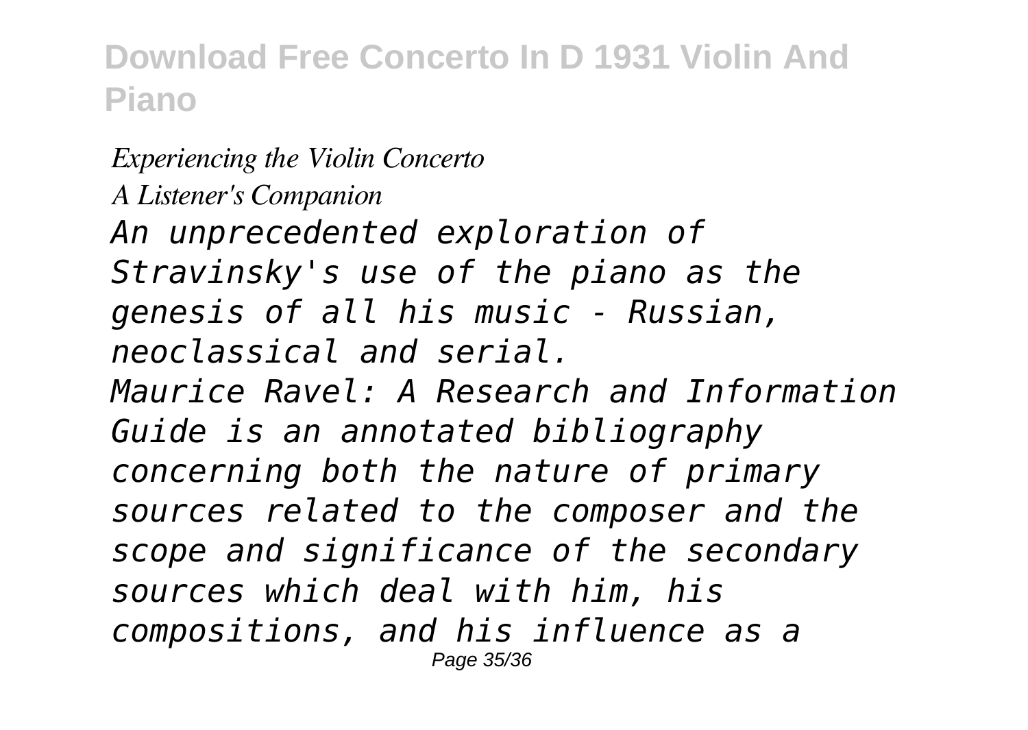*Experiencing the Violin Concerto*
*A Listener's Companion*
*An unprecedented exploration of Stravinsky's use of the piano as the genesis of all his music - Russian, neoclassical and serial.*
*Maurice Ravel: A Research and Information Guide is an annotated bibliography concerning both the nature of primary sources related to the composer and the scope and significance of the secondary sources which deal with him, his compositions, and his influence as a*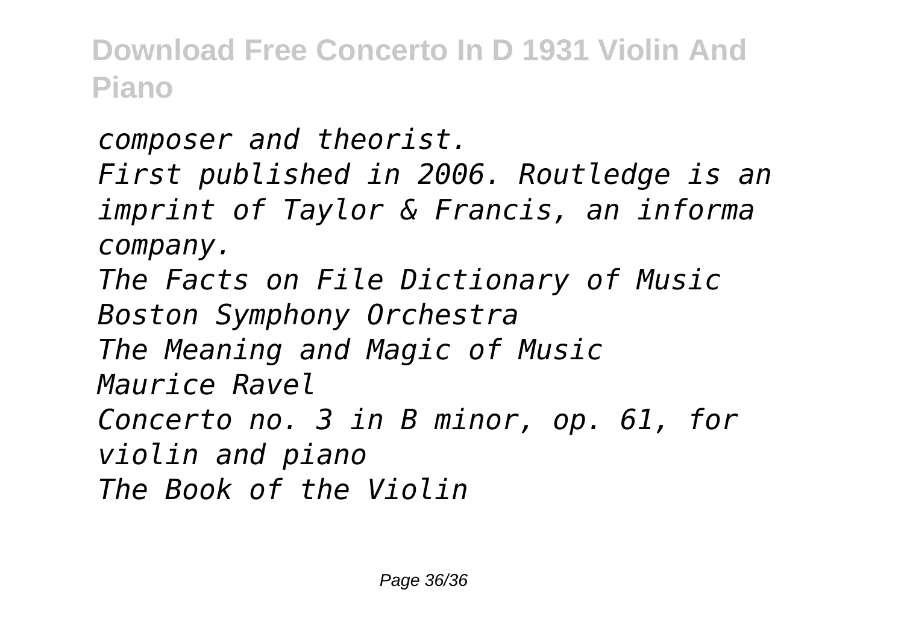*composer and theorist.*
*First published in 2006. Routledge is an imprint of Taylor & Francis, an informa company.*
*The Facts on File Dictionary of Music*
*Boston Symphony Orchestra*
*The Meaning and Magic of Music*
*Maurice Ravel*
*Concerto no. 3 in B minor, op. 61, for violin and piano*
*The Book of the Violin*